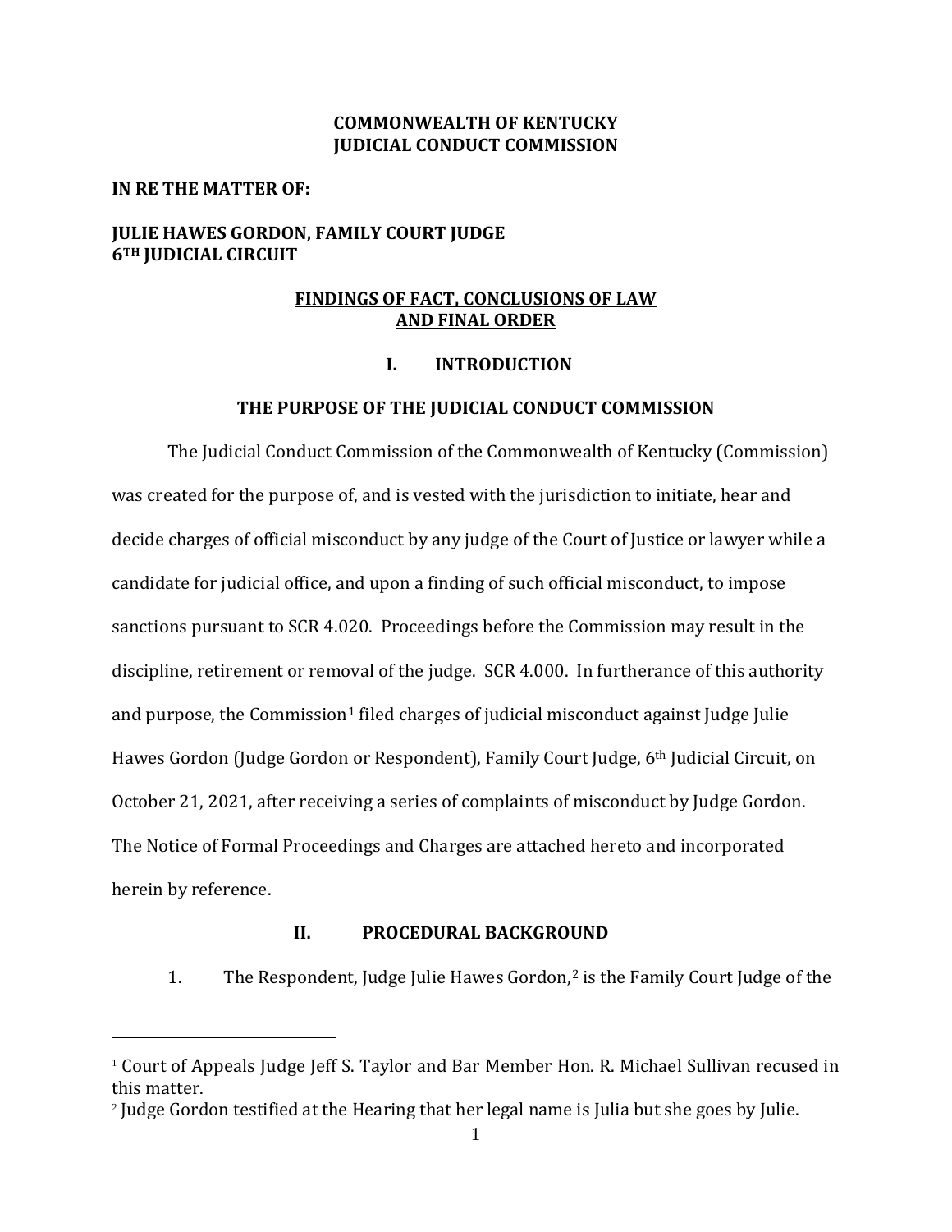**COMMONWEALTH OF KENTUCKY**
**JUDICIAL CONDUCT COMMISSION**

**IN RE THE MATTER OF:**

**JULIE HAWES GORDON, FAMILY COURT JUDGE**
**6TH JUDICIAL CIRCUIT**

## FINDINGS OF FACT, CONCLUSIONS OF LAW AND FINAL ORDER

## I. INTRODUCTION

### THE PURPOSE OF THE JUDICIAL CONDUCT COMMISSION

The Judicial Conduct Commission of the Commonwealth of Kentucky (Commission) was created for the purpose of, and is vested with the jurisdiction to initiate, hear and decide charges of official misconduct by any judge of the Court of Justice or lawyer while a candidate for judicial office, and upon a finding of such official misconduct, to impose sanctions pursuant to SCR 4.020. Proceedings before the Commission may result in the discipline, retirement or removal of the judge. SCR 4.000. In furtherance of this authority and purpose, the Commission[1] filed charges of judicial misconduct against Judge Julie Hawes Gordon (Judge Gordon or Respondent), Family Court Judge, 6th Judicial Circuit, on October 21, 2021, after receiving a series of complaints of misconduct by Judge Gordon. The Notice of Formal Proceedings and Charges are attached hereto and incorporated herein by reference.

## II. PROCEDURAL BACKGROUND

1. The Respondent, Judge Julie Hawes Gordon,[2] is the Family Court Judge of the

---

[1] Court of Appeals Judge Jeff S. Taylor and Bar Member Hon. R. Michael Sullivan recused in this matter.

[2] Judge Gordon testified at the Hearing that her legal name is Julia but she goes by Julie.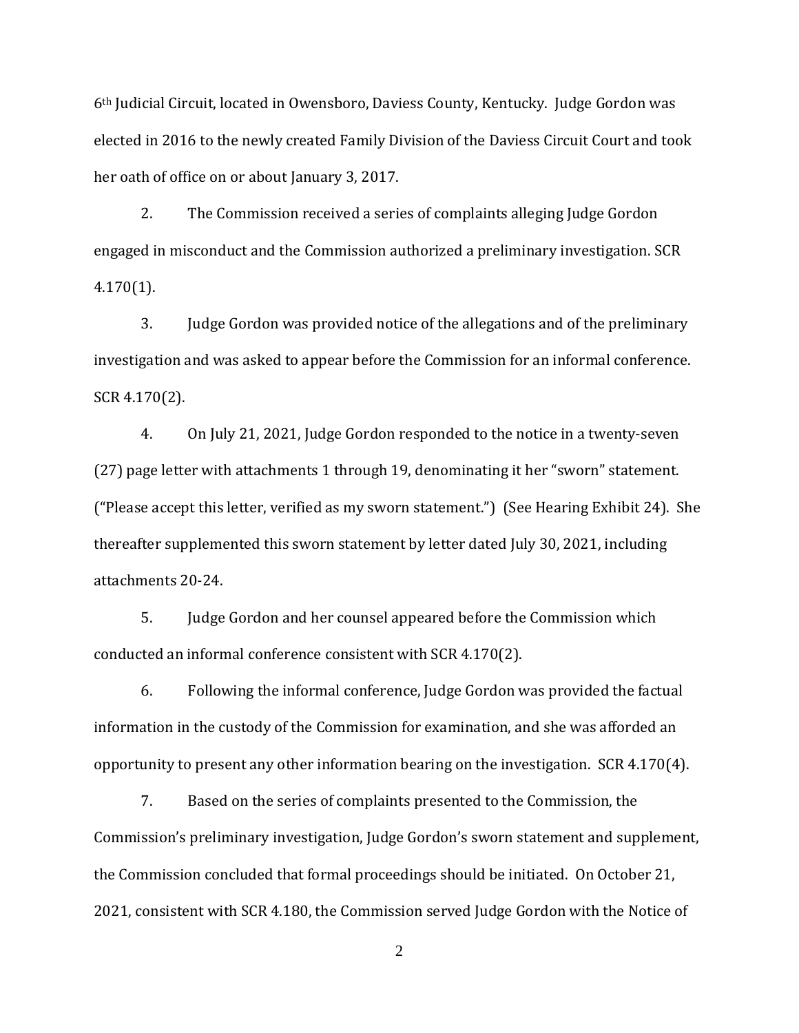6th Judicial Circuit, located in Owensboro, Daviess County, Kentucky. Judge Gordon was elected in 2016 to the newly created Family Division of the Daviess Circuit Court and took her oath of office on or about January 3, 2017.

2. The Commission received a series of complaints alleging Judge Gordon engaged in misconduct and the Commission authorized a preliminary investigation. SCR 4.170(1).

3. Judge Gordon was provided notice of the allegations and of the preliminary investigation and was asked to appear before the Commission for an informal conference. SCR 4.170(2).

4. On July 21, 2021, Judge Gordon responded to the notice in a twenty-seven (27) page letter with attachments 1 through 19, denominating it her "sworn" statement. ("Please accept this letter, verified as my sworn statement.") (See Hearing Exhibit 24). She thereafter supplemented this sworn statement by letter dated July 30, 2021, including attachments 20-24.

5. Judge Gordon and her counsel appeared before the Commission which conducted an informal conference consistent with SCR 4.170(2).

6. Following the informal conference, Judge Gordon was provided the factual information in the custody of the Commission for examination, and she was afforded an opportunity to present any other information bearing on the investigation. SCR 4.170(4).

7. Based on the series of complaints presented to the Commission, the Commission's preliminary investigation, Judge Gordon's sworn statement and supplement, the Commission concluded that formal proceedings should be initiated. On October 21, 2021, consistent with SCR 4.180, the Commission served Judge Gordon with the Notice of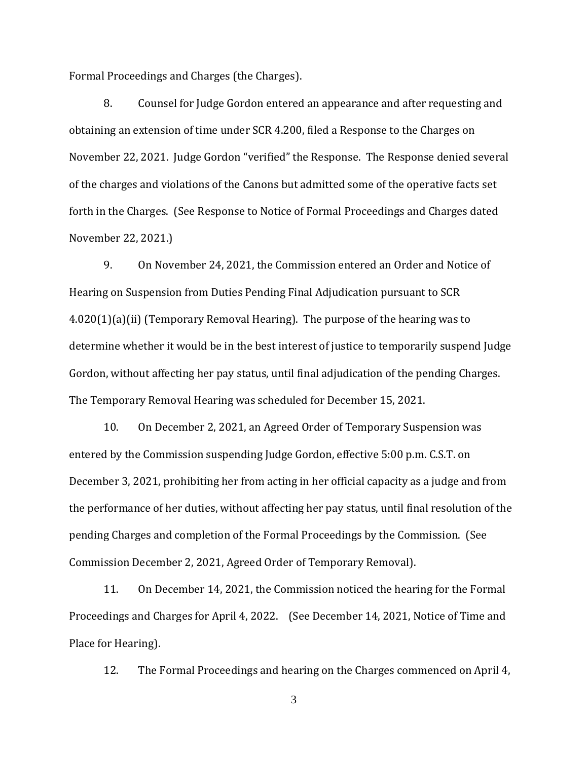Formal Proceedings and Charges (the Charges).

8. Counsel for Judge Gordon entered an appearance and after requesting and obtaining an extension of time under SCR 4.200, filed a Response to the Charges on November 22, 2021. Judge Gordon "verified" the Response. The Response denied several of the charges and violations of the Canons but admitted some of the operative facts set forth in the Charges. (See Response to Notice of Formal Proceedings and Charges dated November 22, 2021.)

9. On November 24, 2021, the Commission entered an Order and Notice of Hearing on Suspension from Duties Pending Final Adjudication pursuant to SCR 4.020(1)(a)(ii) (Temporary Removal Hearing). The purpose of the hearing was to determine whether it would be in the best interest of justice to temporarily suspend Judge Gordon, without affecting her pay status, until final adjudication of the pending Charges. The Temporary Removal Hearing was scheduled for December 15, 2021.

10. On December 2, 2021, an Agreed Order of Temporary Suspension was entered by the Commission suspending Judge Gordon, effective 5:00 p.m. C.S.T. on December 3, 2021, prohibiting her from acting in her official capacity as a judge and from the performance of her duties, without affecting her pay status, until final resolution of the pending Charges and completion of the Formal Proceedings by the Commission. (See Commission December 2, 2021, Agreed Order of Temporary Removal).

11. On December 14, 2021, the Commission noticed the hearing for the Formal Proceedings and Charges for April 4, 2022. (See December 14, 2021, Notice of Time and Place for Hearing).

12. The Formal Proceedings and hearing on the Charges commenced on April 4,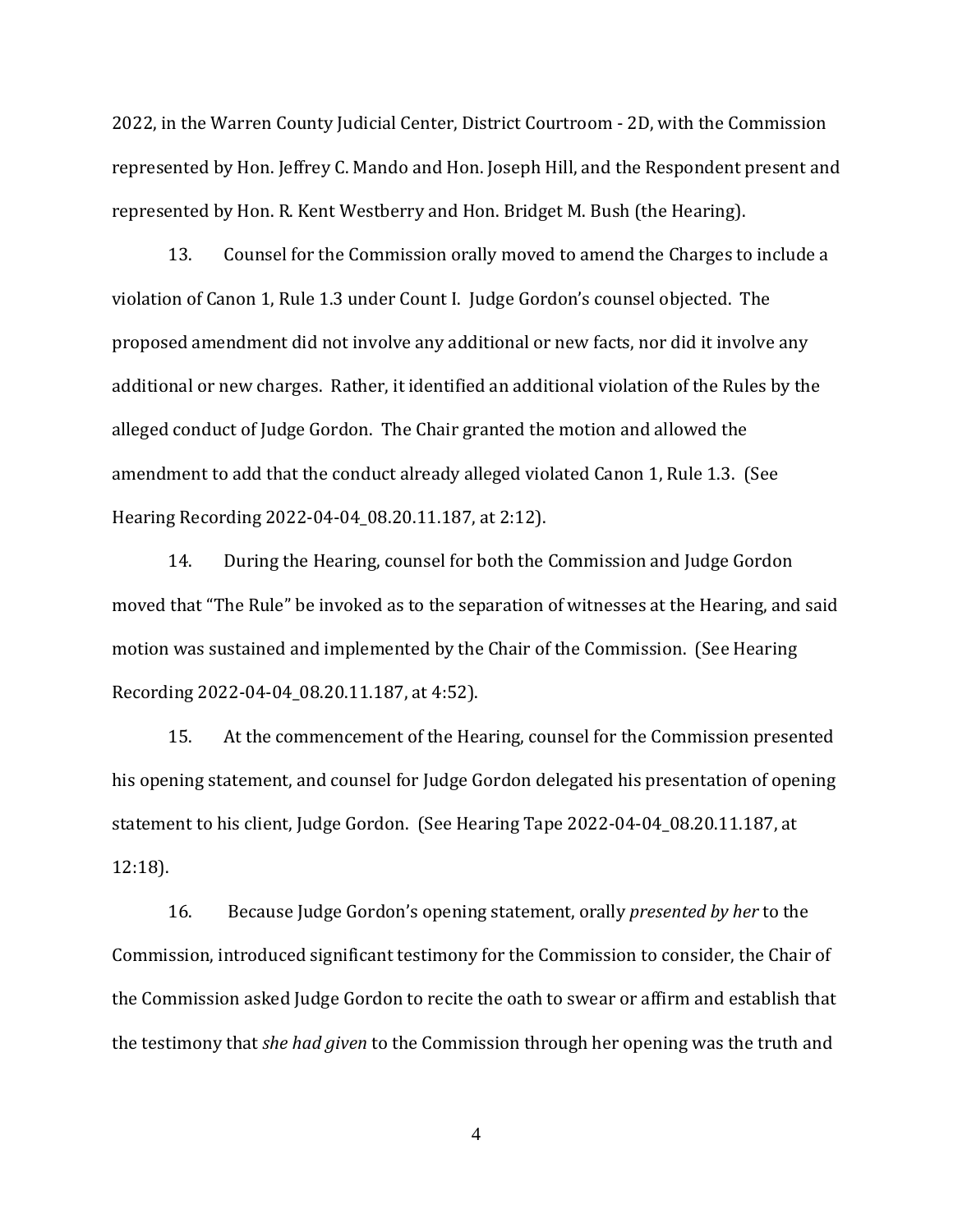2022, in the Warren County Judicial Center, District Courtroom - 2D, with the Commission represented by Hon. Jeffrey C. Mando and Hon. Joseph Hill, and the Respondent present and represented by Hon. R. Kent Westberry and Hon. Bridget M. Bush (the Hearing).

13. Counsel for the Commission orally moved to amend the Charges to include a violation of Canon 1, Rule 1.3 under Count I. Judge Gordon's counsel objected. The proposed amendment did not involve any additional or new facts, nor did it involve any additional or new charges. Rather, it identified an additional violation of the Rules by the alleged conduct of Judge Gordon. The Chair granted the motion and allowed the amendment to add that the conduct already alleged violated Canon 1, Rule 1.3. (See Hearing Recording 2022-04-04_08.20.11.187, at 2:12).

14. During the Hearing, counsel for both the Commission and Judge Gordon moved that "The Rule" be invoked as to the separation of witnesses at the Hearing, and said motion was sustained and implemented by the Chair of the Commission. (See Hearing Recording 2022-04-04_08.20.11.187, at 4:52).

15. At the commencement of the Hearing, counsel for the Commission presented his opening statement, and counsel for Judge Gordon delegated his presentation of opening statement to his client, Judge Gordon. (See Hearing Tape 2022-04-04_08.20.11.187, at 12:18).

16. Because Judge Gordon's opening statement, orally *presented by her* to the Commission, introduced significant testimony for the Commission to consider, the Chair of the Commission asked Judge Gordon to recite the oath to swear or affirm and establish that the testimony that *she had given* to the Commission through her opening was the truth and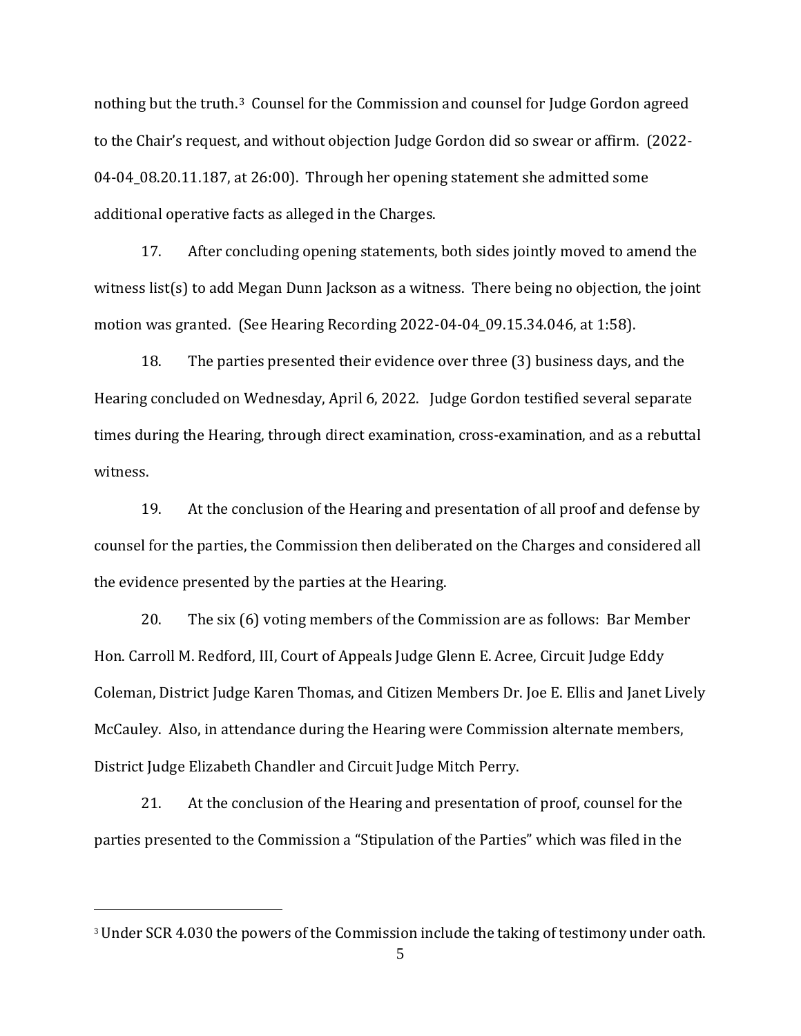nothing but the truth.[3] Counsel for the Commission and counsel for Judge Gordon agreed to the Chair's request, and without objection Judge Gordon did so swear or affirm. (2022-04-04_08.20.11.187, at 26:00). Through her opening statement she admitted some additional operative facts as alleged in the Charges.

17. After concluding opening statements, both sides jointly moved to amend the witness list(s) to add Megan Dunn Jackson as a witness. There being no objection, the joint motion was granted. (See Hearing Recording 2022-04-04_09.15.34.046, at 1:58).

18. The parties presented their evidence over three (3) business days, and the Hearing concluded on Wednesday, April 6, 2022. Judge Gordon testified several separate times during the Hearing, through direct examination, cross-examination, and as a rebuttal witness.

19. At the conclusion of the Hearing and presentation of all proof and defense by counsel for the parties, the Commission then deliberated on the Charges and considered all the evidence presented by the parties at the Hearing.

20. The six (6) voting members of the Commission are as follows: Bar Member Hon. Carroll M. Redford, III, Court of Appeals Judge Glenn E. Acree, Circuit Judge Eddy Coleman, District Judge Karen Thomas, and Citizen Members Dr. Joe E. Ellis and Janet Lively McCauley. Also, in attendance during the Hearing were Commission alternate members, District Judge Elizabeth Chandler and Circuit Judge Mitch Perry.

21. At the conclusion of the Hearing and presentation of proof, counsel for the parties presented to the Commission a "Stipulation of the Parties" which was filed in the

[3] Under SCR 4.030 the powers of the Commission include the taking of testimony under oath.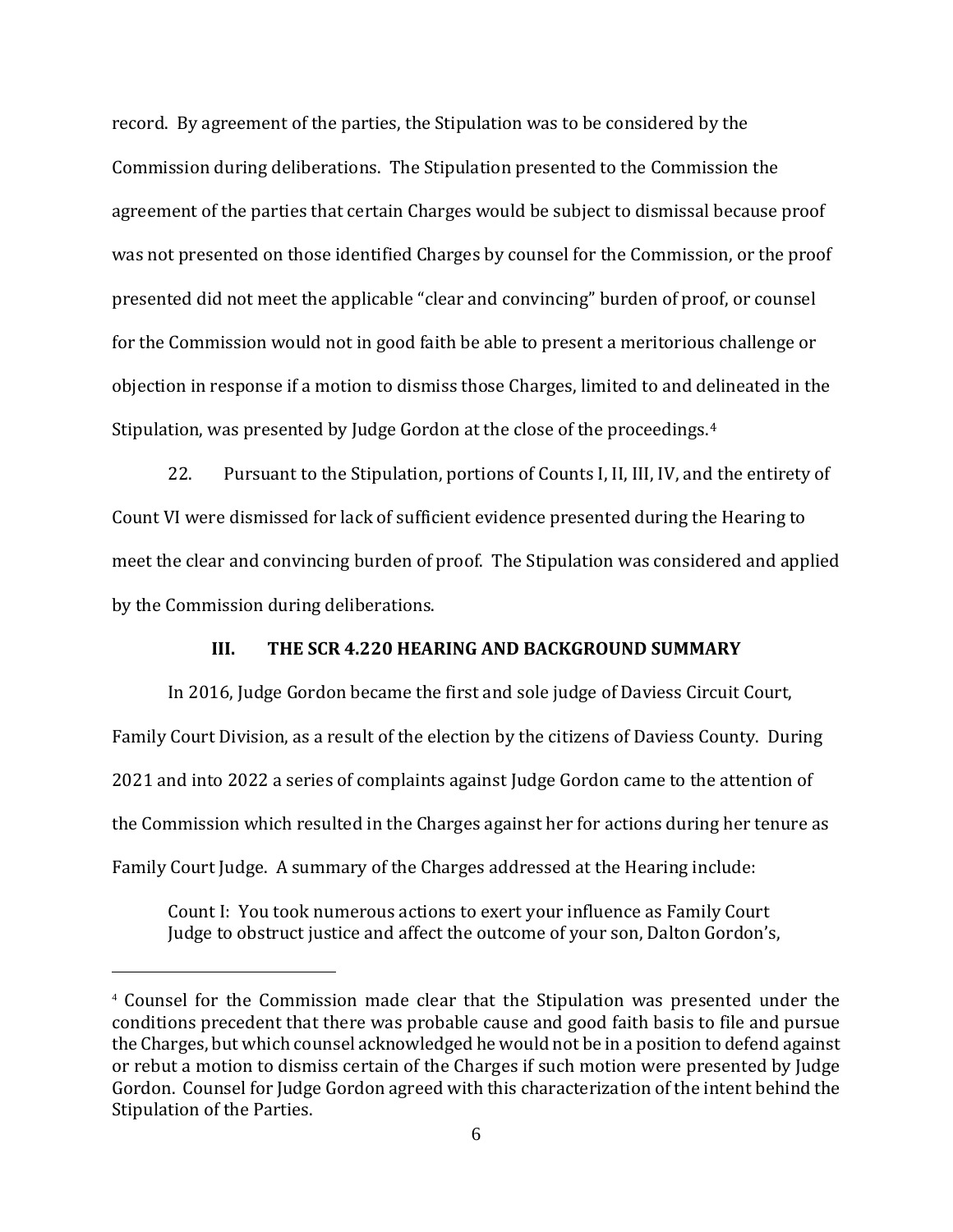record. By agreement of the parties, the Stipulation was to be considered by the Commission during deliberations. The Stipulation presented to the Commission the agreement of the parties that certain Charges would be subject to dismissal because proof was not presented on those identified Charges by counsel for the Commission, or the proof presented did not meet the applicable "clear and convincing" burden of proof, or counsel for the Commission would not in good faith be able to present a meritorious challenge or objection in response if a motion to dismiss those Charges, limited to and delineated in the Stipulation, was presented by Judge Gordon at the close of the proceedings.[4]

22. Pursuant to the Stipulation, portions of Counts I, II, III, IV, and the entirety of Count VI were dismissed for lack of sufficient evidence presented during the Hearing to meet the clear and convincing burden of proof. The Stipulation was considered and applied by the Commission during deliberations.

## III. THE SCR 4.220 HEARING AND BACKGROUND SUMMARY

In 2016, Judge Gordon became the first and sole judge of Daviess Circuit Court, Family Court Division, as a result of the election by the citizens of Daviess County. During 2021 and into 2022 a series of complaints against Judge Gordon came to the attention of the Commission which resulted in the Charges against her for actions during her tenure as Family Court Judge. A summary of the Charges addressed at the Hearing include:

> Count I: You took numerous actions to exert your influence as Family Court Judge to obstruct justice and affect the outcome of your son, Dalton Gordon's,

---

[4] Counsel for the Commission made clear that the Stipulation was presented under the conditions precedent that there was probable cause and good faith basis to file and pursue the Charges, but which counsel acknowledged he would not be in a position to defend against or rebut a motion to dismiss certain of the Charges if such motion were presented by Judge Gordon. Counsel for Judge Gordon agreed with this characterization of the intent behind the Stipulation of the Parties.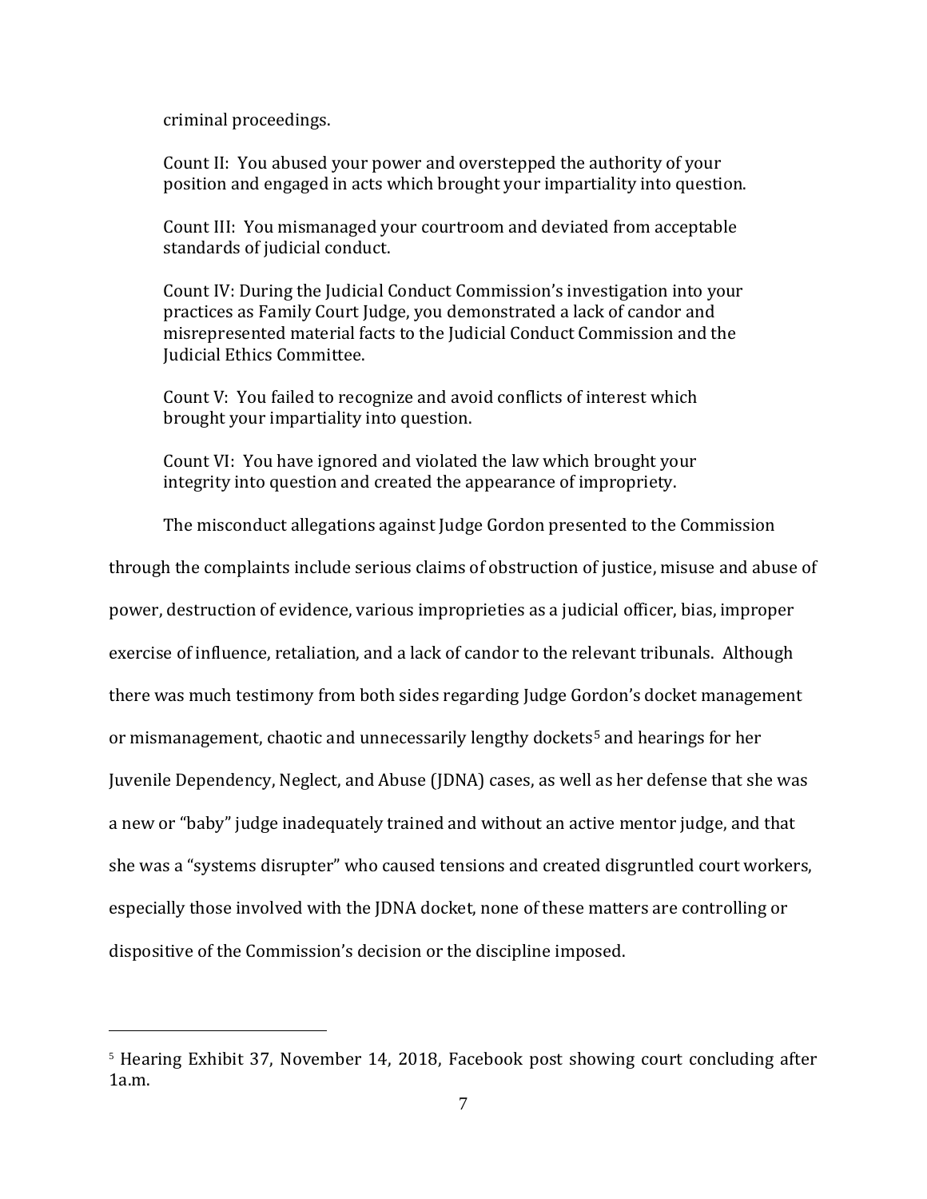criminal proceedings.

> Count II: You abused your power and overstepped the authority of your position and engaged in acts which brought your impartiality into question.
>
> Count III: You mismanaged your courtroom and deviated from acceptable standards of judicial conduct.
>
> Count IV: During the Judicial Conduct Commission's investigation into your practices as Family Court Judge, you demonstrated a lack of candor and misrepresented material facts to the Judicial Conduct Commission and the Judicial Ethics Committee.
>
> Count V: You failed to recognize and avoid conflicts of interest which brought your impartiality into question.
>
> Count VI: You have ignored and violated the law which brought your integrity into question and created the appearance of impropriety.

The misconduct allegations against Judge Gordon presented to the Commission through the complaints include serious claims of obstruction of justice, misuse and abuse of power, destruction of evidence, various improprieties as a judicial officer, bias, improper exercise of influence, retaliation, and a lack of candor to the relevant tribunals. Although there was much testimony from both sides regarding Judge Gordon's docket management or mismanagement, chaotic and unnecessarily lengthy dockets[5] and hearings for her Juvenile Dependency, Neglect, and Abuse (JDNA) cases, as well as her defense that she was a new or "baby" judge inadequately trained and without an active mentor judge, and that she was a "systems disrupter" who caused tensions and created disgruntled court workers, especially those involved with the JDNA docket, none of these matters are controlling or dispositive of the Commission's decision or the discipline imposed.

---

[5] Hearing Exhibit 37, November 14, 2018, Facebook post showing court concluding after 1a.m.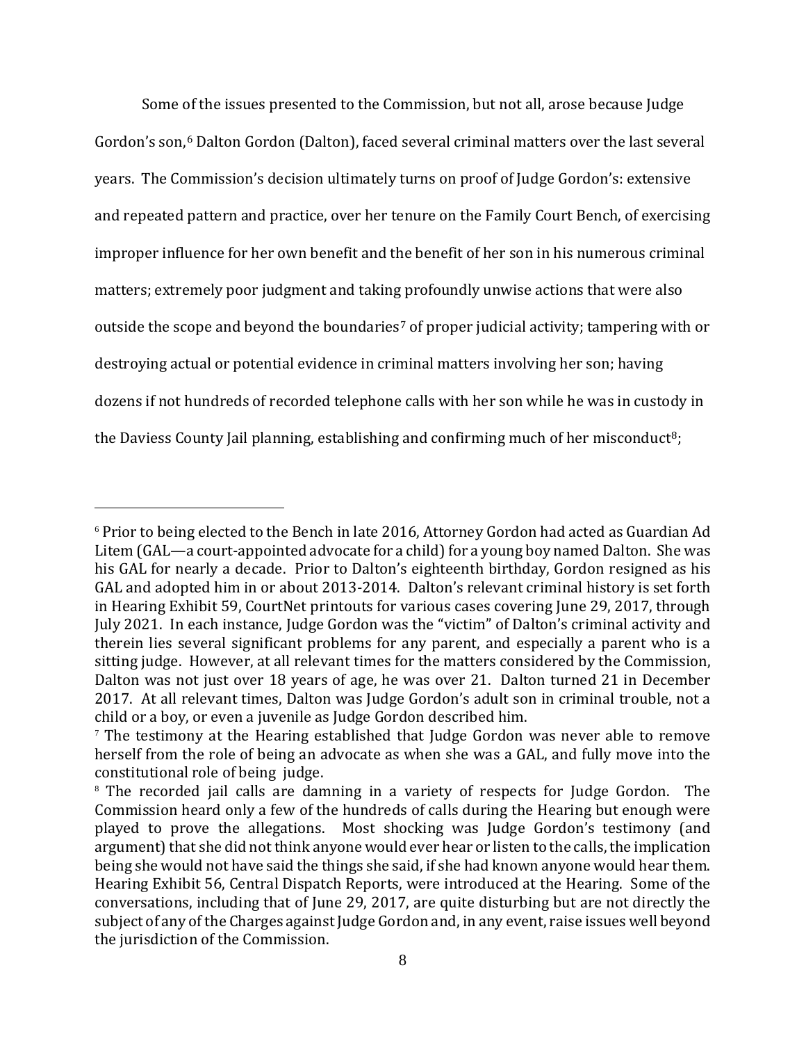Some of the issues presented to the Commission, but not all, arose because Judge Gordon's son,[6] Dalton Gordon (Dalton), faced several criminal matters over the last several years. The Commission's decision ultimately turns on proof of Judge Gordon's: extensive and repeated pattern and practice, over her tenure on the Family Court Bench, of exercising improper influence for her own benefit and the benefit of her son in his numerous criminal matters; extremely poor judgment and taking profoundly unwise actions that were also outside the scope and beyond the boundaries[7] of proper judicial activity; tampering with or destroying actual or potential evidence in criminal matters involving her son; having dozens if not hundreds of recorded telephone calls with her son while he was in custody in the Daviess County Jail planning, establishing and confirming much of her misconduct[8];

---

[6] Prior to being elected to the Bench in late 2016, Attorney Gordon had acted as Guardian Ad Litem (GAL—a court-appointed advocate for a child) for a young boy named Dalton. She was his GAL for nearly a decade. Prior to Dalton's eighteenth birthday, Gordon resigned as his GAL and adopted him in or about 2013-2014. Dalton's relevant criminal history is set forth in Hearing Exhibit 59, CourtNet printouts for various cases covering June 29, 2017, through July 2021. In each instance, Judge Gordon was the "victim" of Dalton's criminal activity and therein lies several significant problems for any parent, and especially a parent who is a sitting judge. However, at all relevant times for the matters considered by the Commission, Dalton was not just over 18 years of age, he was over 21. Dalton turned 21 in December 2017. At all relevant times, Dalton was Judge Gordon's adult son in criminal trouble, not a child or a boy, or even a juvenile as Judge Gordon described him.

[7] The testimony at the Hearing established that Judge Gordon was never able to remove herself from the role of being an advocate as when she was a GAL, and fully move into the constitutional role of being judge.

[8] The recorded jail calls are damning in a variety of respects for Judge Gordon. The Commission heard only a few of the hundreds of calls during the Hearing but enough were played to prove the allegations. Most shocking was Judge Gordon's testimony (and argument) that she did not think anyone would ever hear or listen to the calls, the implication being she would not have said the things she said, if she had known anyone would hear them. Hearing Exhibit 56, Central Dispatch Reports, were introduced at the Hearing. Some of the conversations, including that of June 29, 2017, are quite disturbing but are not directly the subject of any of the Charges against Judge Gordon and, in any event, raise issues well beyond the jurisdiction of the Commission.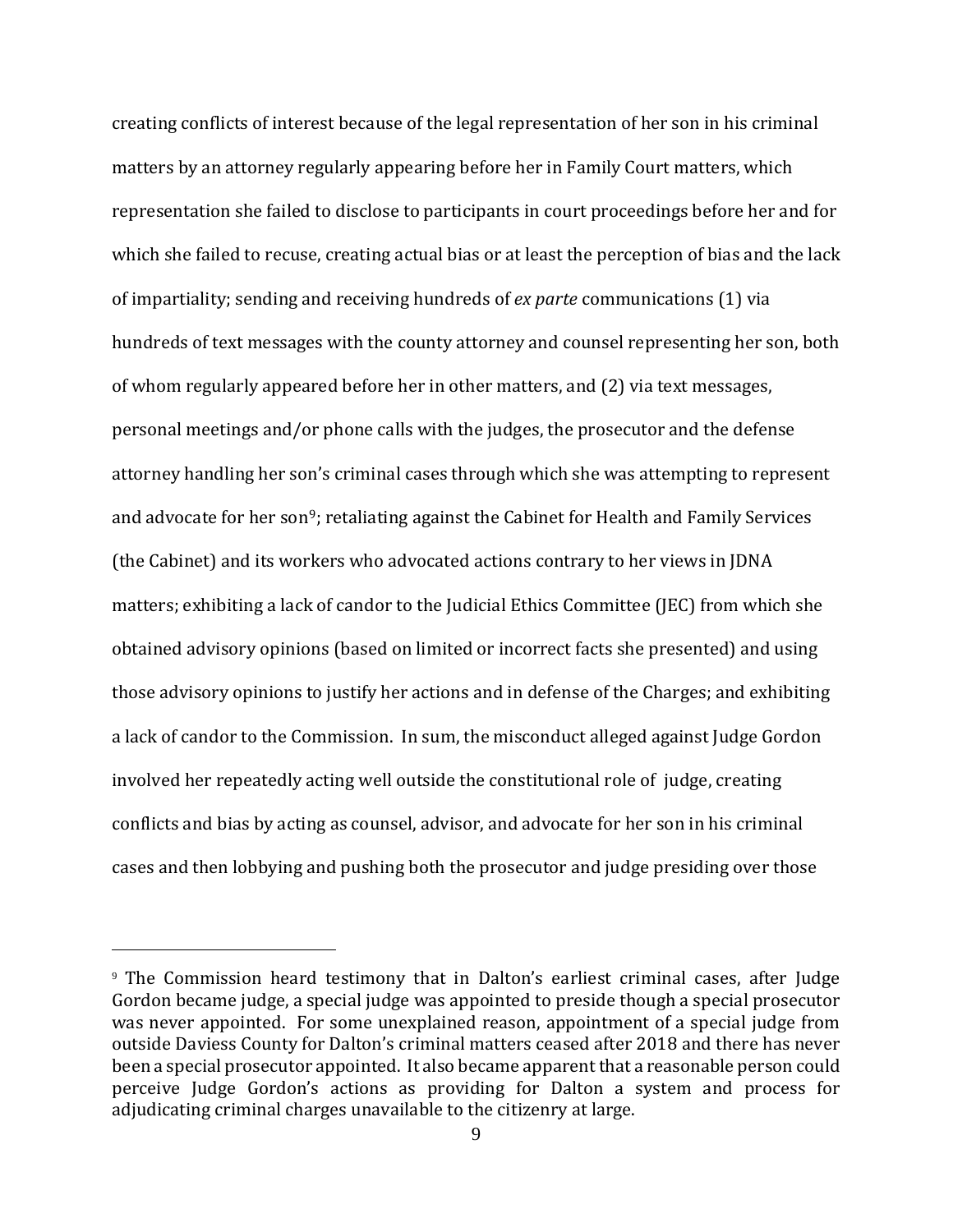creating conflicts of interest because of the legal representation of her son in his criminal matters by an attorney regularly appearing before her in Family Court matters, which representation she failed to disclose to participants in court proceedings before her and for which she failed to recuse, creating actual bias or at least the perception of bias and the lack of impartiality; sending and receiving hundreds of *ex parte* communications (1) via hundreds of text messages with the county attorney and counsel representing her son, both of whom regularly appeared before her in other matters, and (2) via text messages, personal meetings and/or phone calls with the judges, the prosecutor and the defense attorney handling her son's criminal cases through which she was attempting to represent and advocate for her son[9]; retaliating against the Cabinet for Health and Family Services (the Cabinet) and its workers who advocated actions contrary to her views in JDNA matters; exhibiting a lack of candor to the Judicial Ethics Committee (JEC) from which she obtained advisory opinions (based on limited or incorrect facts she presented) and using those advisory opinions to justify her actions and in defense of the Charges; and exhibiting a lack of candor to the Commission. In sum, the misconduct alleged against Judge Gordon involved her repeatedly acting well outside the constitutional role of judge, creating conflicts and bias by acting as counsel, advisor, and advocate for her son in his criminal cases and then lobbying and pushing both the prosecutor and judge presiding over those

---

[9] The Commission heard testimony that in Dalton's earliest criminal cases, after Judge Gordon became judge, a special judge was appointed to preside though a special prosecutor was never appointed. For some unexplained reason, appointment of a special judge from outside Daviess County for Dalton's criminal matters ceased after 2018 and there has never been a special prosecutor appointed. It also became apparent that a reasonable person could perceive Judge Gordon's actions as providing for Dalton a system and process for adjudicating criminal charges unavailable to the citizenry at large.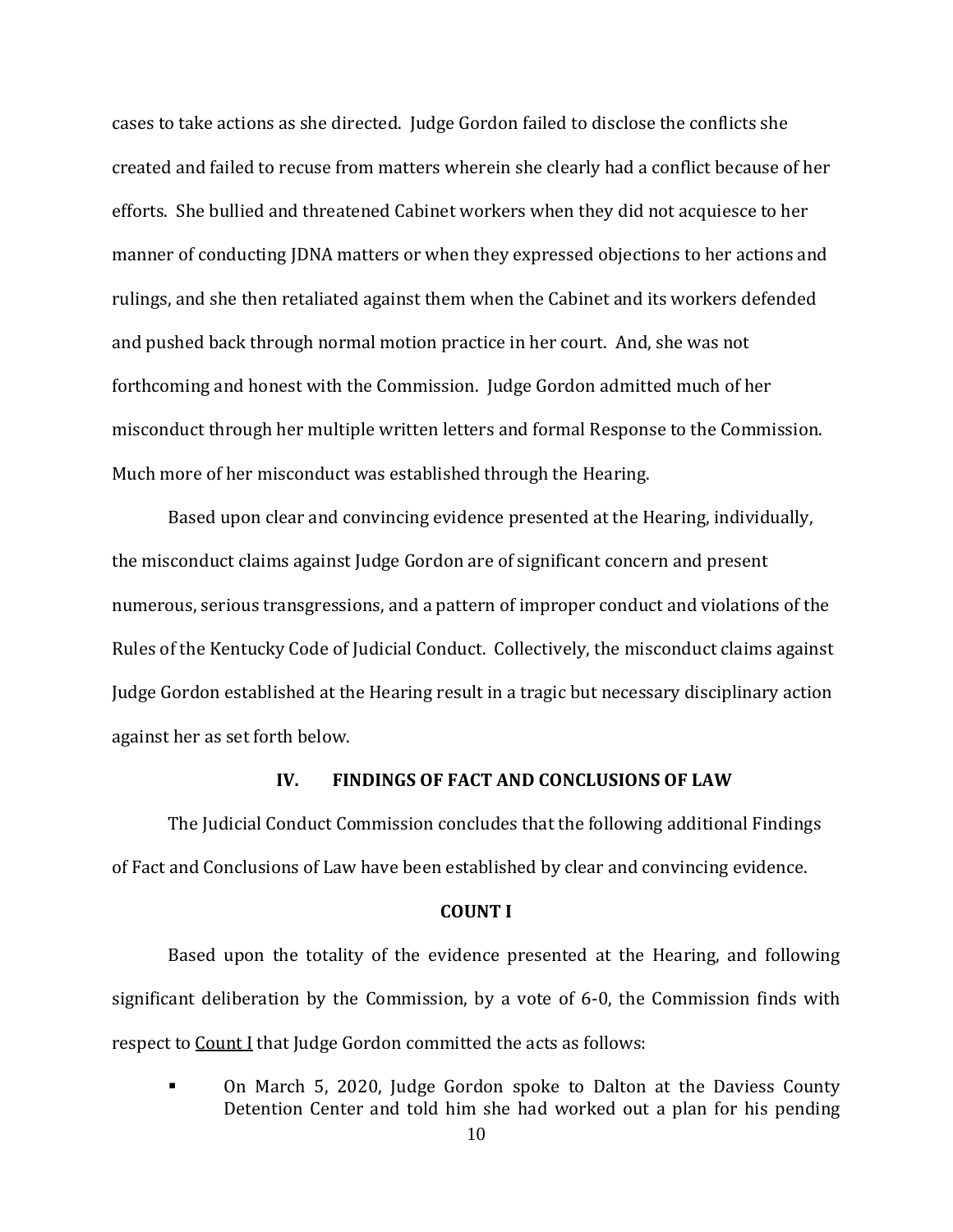cases to take actions as she directed. Judge Gordon failed to disclose the conflicts she created and failed to recuse from matters wherein she clearly had a conflict because of her efforts. She bullied and threatened Cabinet workers when they did not acquiesce to her manner of conducting JDNA matters or when they expressed objections to her actions and rulings, and she then retaliated against them when the Cabinet and its workers defended and pushed back through normal motion practice in her court. And, she was not forthcoming and honest with the Commission. Judge Gordon admitted much of her misconduct through her multiple written letters and formal Response to the Commission. Much more of her misconduct was established through the Hearing.

Based upon clear and convincing evidence presented at the Hearing, individually, the misconduct claims against Judge Gordon are of significant concern and present numerous, serious transgressions, and a pattern of improper conduct and violations of the Rules of the Kentucky Code of Judicial Conduct. Collectively, the misconduct claims against Judge Gordon established at the Hearing result in a tragic but necessary disciplinary action against her as set forth below.

## IV. FINDINGS OF FACT AND CONCLUSIONS OF LAW

The Judicial Conduct Commission concludes that the following additional Findings of Fact and Conclusions of Law have been established by clear and convincing evidence.

### COUNT I

Based upon the totality of the evidence presented at the Hearing, and following significant deliberation by the Commission, by a vote of 6-0, the Commission finds with respect to Count I that Judge Gordon committed the acts as follows:

- On March 5, 2020, Judge Gordon spoke to Dalton at the Daviess County Detention Center and told him she had worked out a plan for his pending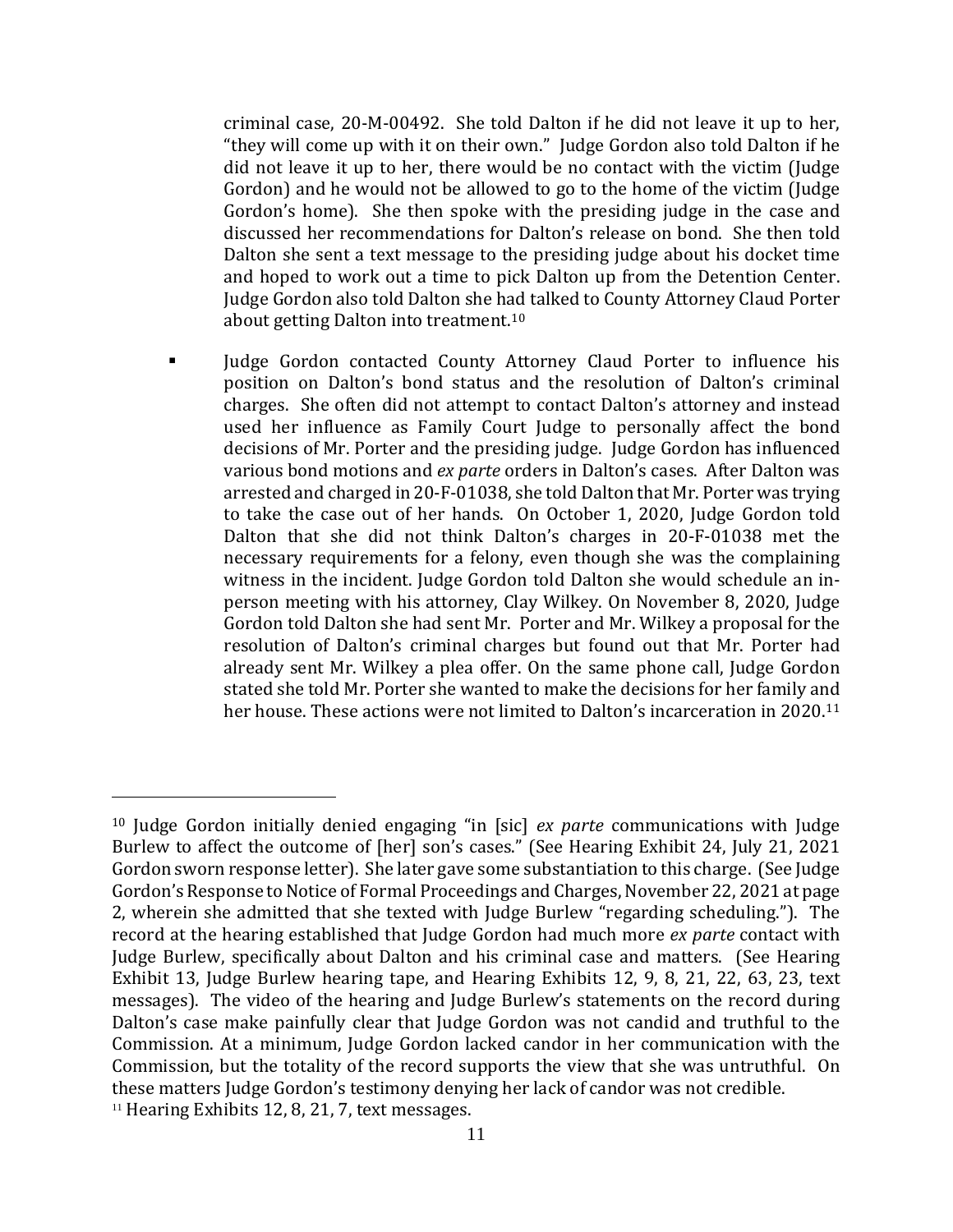criminal case, 20-M-00492. She told Dalton if he did not leave it up to her, "they will come up with it on their own." Judge Gordon also told Dalton if he did not leave it up to her, there would be no contact with the victim (Judge Gordon) and he would not be allowed to go to the home of the victim (Judge Gordon's home). She then spoke with the presiding judge in the case and discussed her recommendations for Dalton's release on bond. She then told Dalton she sent a text message to the presiding judge about his docket time and hoped to work out a time to pick Dalton up from the Detention Center. Judge Gordon also told Dalton she had talked to County Attorney Claud Porter about getting Dalton into treatment.[10]

- Judge Gordon contacted County Attorney Claud Porter to influence his position on Dalton's bond status and the resolution of Dalton's criminal charges. She often did not attempt to contact Dalton's attorney and instead used her influence as Family Court Judge to personally affect the bond decisions of Mr. Porter and the presiding judge. Judge Gordon has influenced various bond motions and *ex parte* orders in Dalton's cases. After Dalton was arrested and charged in 20-F-01038, she told Dalton that Mr. Porter was trying to take the case out of her hands. On October 1, 2020, Judge Gordon told Dalton that she did not think Dalton's charges in 20-F-01038 met the necessary requirements for a felony, even though she was the complaining witness in the incident. Judge Gordon told Dalton she would schedule an in-person meeting with his attorney, Clay Wilkey. On November 8, 2020, Judge Gordon told Dalton she had sent Mr. Porter and Mr. Wilkey a proposal for the resolution of Dalton's criminal charges but found out that Mr. Porter had already sent Mr. Wilkey a plea offer. On the same phone call, Judge Gordon stated she told Mr. Porter she wanted to make the decisions for her family and her house. These actions were not limited to Dalton's incarceration in 2020.[11]

---

[10] Judge Gordon initially denied engaging "in [sic] *ex parte* communications with Judge Burlew to affect the outcome of [her] son's cases." (See Hearing Exhibit 24, July 21, 2021 Gordon sworn response letter). She later gave some substantiation to this charge. (See Judge Gordon's Response to Notice of Formal Proceedings and Charges, November 22, 2021 at page 2, wherein she admitted that she texted with Judge Burlew "regarding scheduling."). The record at the hearing established that Judge Gordon had much more *ex parte* contact with Judge Burlew, specifically about Dalton and his criminal case and matters. (See Hearing Exhibit 13, Judge Burlew hearing tape, and Hearing Exhibits 12, 9, 8, 21, 22, 63, 23, text messages). The video of the hearing and Judge Burlew's statements on the record during Dalton's case make painfully clear that Judge Gordon was not candid and truthful to the Commission. At a minimum, Judge Gordon lacked candor in her communication with the Commission, but the totality of the record supports the view that she was untruthful. On these matters Judge Gordon's testimony denying her lack of candor was not credible.

[11] Hearing Exhibits 12, 8, 21, 7, text messages.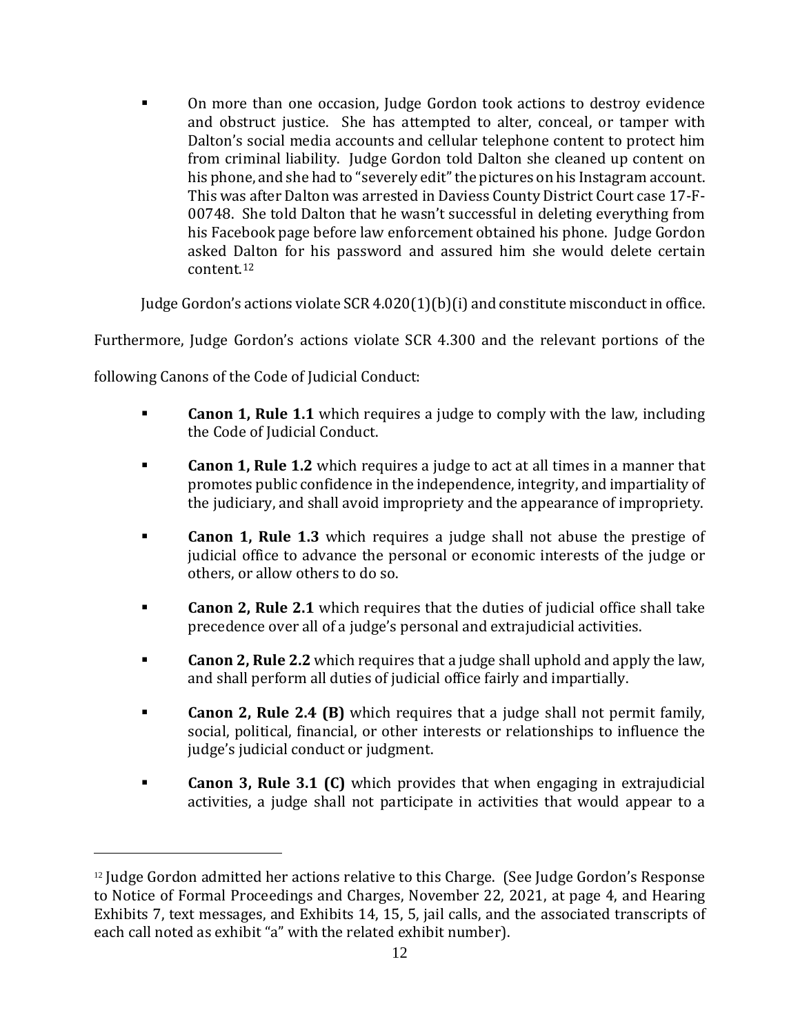- On more than one occasion, Judge Gordon took actions to destroy evidence and obstruct justice. She has attempted to alter, conceal, or tamper with Dalton's social media accounts and cellular telephone content to protect him from criminal liability. Judge Gordon told Dalton she cleaned up content on his phone, and she had to "severely edit" the pictures on his Instagram account. This was after Dalton was arrested in Daviess County District Court case 17-F-00748. She told Dalton that he wasn't successful in deleting everything from his Facebook page before law enforcement obtained his phone. Judge Gordon asked Dalton for his password and assured him she would delete certain content.[12]

Judge Gordon's actions violate SCR 4.020(1)(b)(i) and constitute misconduct in office.

Furthermore, Judge Gordon's actions violate SCR 4.300 and the relevant portions of the following Canons of the Code of Judicial Conduct:

- **Canon 1, Rule 1.1** which requires a judge to comply with the law, including the Code of Judicial Conduct.
- **Canon 1, Rule 1.2** which requires a judge to act at all times in a manner that promotes public confidence in the independence, integrity, and impartiality of the judiciary, and shall avoid impropriety and the appearance of impropriety.
- **Canon 1, Rule 1.3** which requires a judge shall not abuse the prestige of judicial office to advance the personal or economic interests of the judge or others, or allow others to do so.
- **Canon 2, Rule 2.1** which requires that the duties of judicial office shall take precedence over all of a judge's personal and extrajudicial activities.
- **Canon 2, Rule 2.2** which requires that a judge shall uphold and apply the law, and shall perform all duties of judicial office fairly and impartially.
- **Canon 2, Rule 2.4 (B)** which requires that a judge shall not permit family, social, political, financial, or other interests or relationships to influence the judge's judicial conduct or judgment.
- **Canon 3, Rule 3.1 (C)** which provides that when engaging in extrajudicial activities, a judge shall not participate in activities that would appear to a

[12] Judge Gordon admitted her actions relative to this Charge. (See Judge Gordon's Response to Notice of Formal Proceedings and Charges, November 22, 2021, at page 4, and Hearing Exhibits 7, text messages, and Exhibits 14, 15, 5, jail calls, and the associated transcripts of each call noted as exhibit "a" with the related exhibit number).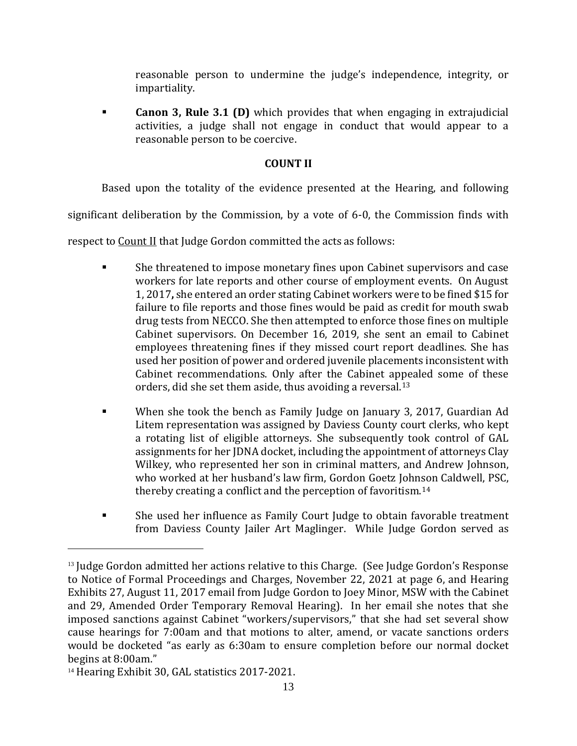reasonable person to undermine the judge's independence, integrity, or impartiality.

- **Canon 3, Rule 3.1 (D)** which provides that when engaging in extrajudicial activities, a judge shall not engage in conduct that would appear to a reasonable person to be coercive.

**COUNT II**

Based upon the totality of the evidence presented at the Hearing, and following significant deliberation by the Commission, by a vote of 6-0, the Commission finds with respect to Count II that Judge Gordon committed the acts as follows:

- She threatened to impose monetary fines upon Cabinet supervisors and case workers for late reports and other course of employment events. On August 1, 2017**,** she entered an order stating Cabinet workers were to be fined $15 for failure to file reports and those fines would be paid as credit for mouth swab drug tests from NECCO. She then attempted to enforce those fines on multiple Cabinet supervisors. On December 16, 2019, she sent an email to Cabinet employees threatening fines if they missed court report deadlines. She has used her position of power and ordered juvenile placements inconsistent with Cabinet recommendations. Only after the Cabinet appealed some of these orders, did she set them aside, thus avoiding a reversal.[13]

- When she took the bench as Family Judge on January 3, 2017, Guardian Ad Litem representation was assigned by Daviess County court clerks, who kept a rotating list of eligible attorneys. She subsequently took control of GAL assignments for her JDNA docket, including the appointment of attorneys Clay Wilkey, who represented her son in criminal matters, and Andrew Johnson, who worked at her husband's law firm, Gordon Goetz Johnson Caldwell, PSC, thereby creating a conflict and the perception of favoritism.[14]

- She used her influence as Family Court Judge to obtain favorable treatment from Daviess County Jailer Art Maglinger. While Judge Gordon served as

---

[13] Judge Gordon admitted her actions relative to this Charge. (See Judge Gordon's Response to Notice of Formal Proceedings and Charges, November 22, 2021 at page 6, and Hearing Exhibits 27, August 11, 2017 email from Judge Gordon to Joey Minor, MSW with the Cabinet and 29, Amended Order Temporary Removal Hearing). In her email she notes that she imposed sanctions against Cabinet "workers/supervisors," that she had set several show cause hearings for 7:00am and that motions to alter, amend, or vacate sanctions orders would be docketed "as early as 6:30am to ensure completion before our normal docket begins at 8:00am."

[14] Hearing Exhibit 30, GAL statistics 2017-2021.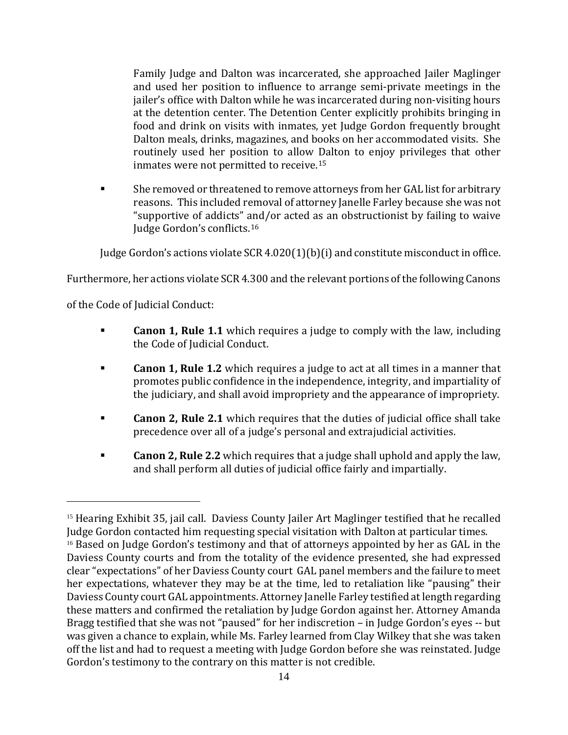Family Judge and Dalton was incarcerated, she approached Jailer Maglinger and used her position to influence to arrange semi-private meetings in the jailer's office with Dalton while he was incarcerated during non-visiting hours at the detention center. The Detention Center explicitly prohibits bringing in food and drink on visits with inmates, yet Judge Gordon frequently brought Dalton meals, drinks, magazines, and books on her accommodated visits. She routinely used her position to allow Dalton to enjoy privileges that other inmates were not permitted to receive.[15]

- She removed or threatened to remove attorneys from her GAL list for arbitrary reasons. This included removal of attorney Janelle Farley because she was not "supportive of addicts" and/or acted as an obstructionist by failing to waive Judge Gordon's conflicts.[16]

Judge Gordon's actions violate SCR 4.020(1)(b)(i) and constitute misconduct in office.

Furthermore, her actions violate SCR 4.300 and the relevant portions of the following Canons of the Code of Judicial Conduct:

- **Canon 1, Rule 1.1** which requires a judge to comply with the law, including the Code of Judicial Conduct.
- **Canon 1, Rule 1.2** which requires a judge to act at all times in a manner that promotes public confidence in the independence, integrity, and impartiality of the judiciary, and shall avoid impropriety and the appearance of impropriety.
- **Canon 2, Rule 2.1** which requires that the duties of judicial office shall take precedence over all of a judge's personal and extrajudicial activities.
- **Canon 2, Rule 2.2** which requires that a judge shall uphold and apply the law, and shall perform all duties of judicial office fairly and impartially.

---

[15] Hearing Exhibit 35, jail call. Daviess County Jailer Art Maglinger testified that he recalled Judge Gordon contacted him requesting special visitation with Dalton at particular times.

[16] Based on Judge Gordon's testimony and that of attorneys appointed by her as GAL in the Daviess County courts and from the totality of the evidence presented, she had expressed clear "expectations" of her Daviess County court GAL panel members and the failure to meet her expectations, whatever they may be at the time, led to retaliation like "pausing" their Daviess County court GAL appointments. Attorney Janelle Farley testified at length regarding these matters and confirmed the retaliation by Judge Gordon against her. Attorney Amanda Bragg testified that she was not "paused" for her indiscretion – in Judge Gordon's eyes -- but was given a chance to explain, while Ms. Farley learned from Clay Wilkey that she was taken off the list and had to request a meeting with Judge Gordon before she was reinstated. Judge Gordon's testimony to the contrary on this matter is not credible.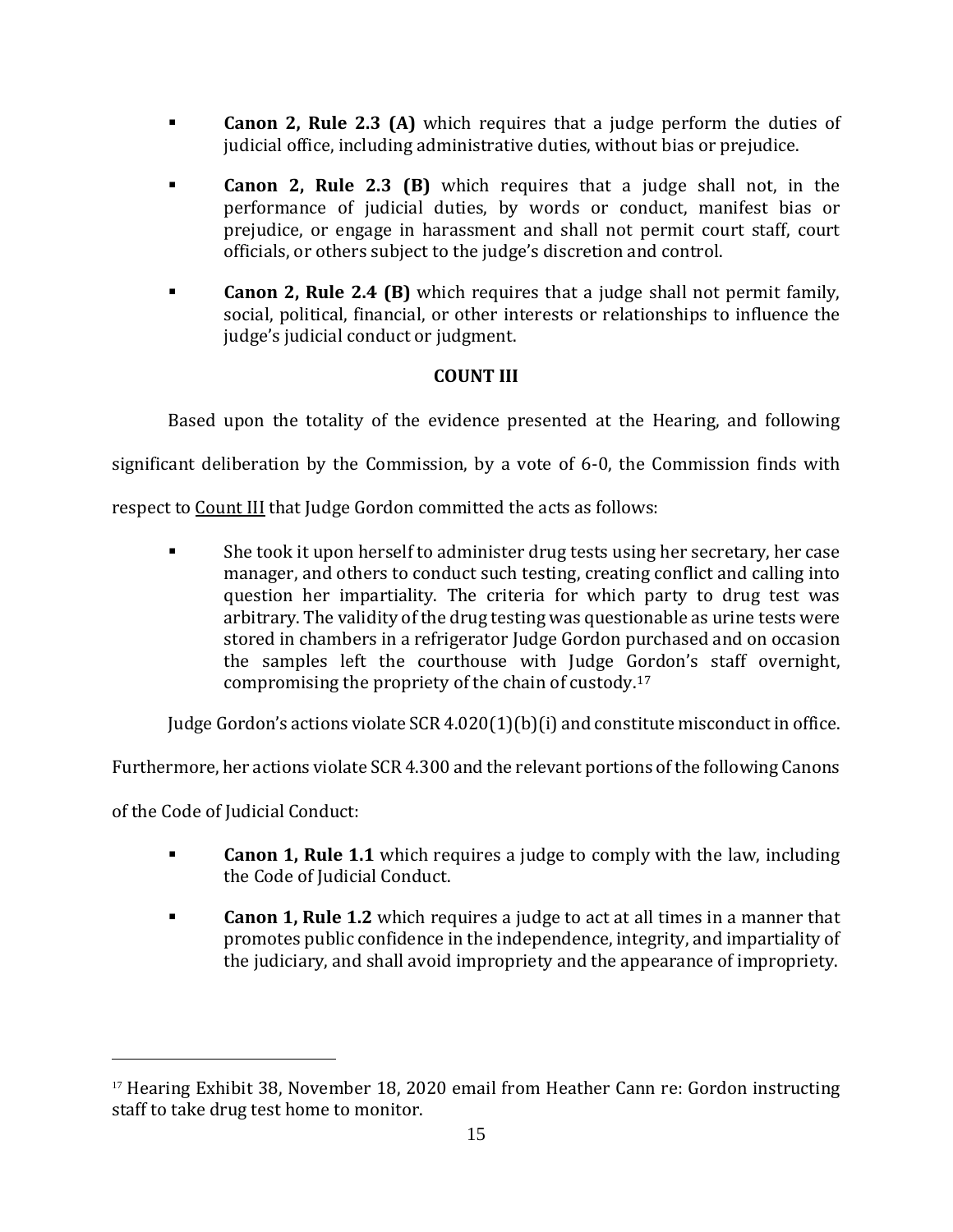- **Canon 2, Rule 2.3 (A)** which requires that a judge perform the duties of judicial office, including administrative duties, without bias or prejudice.
- **Canon 2, Rule 2.3 (B)** which requires that a judge shall not, in the performance of judicial duties, by words or conduct, manifest bias or prejudice, or engage in harassment and shall not permit court staff, court officials, or others subject to the judge's discretion and control.
- **Canon 2, Rule 2.4 (B)** which requires that a judge shall not permit family, social, political, financial, or other interests or relationships to influence the judge's judicial conduct or judgment.

**COUNT III**

Based upon the totality of the evidence presented at the Hearing, and following significant deliberation by the Commission, by a vote of 6-0, the Commission finds with respect to Count III that Judge Gordon committed the acts as follows:

- She took it upon herself to administer drug tests using her secretary, her case manager, and others to conduct such testing, creating conflict and calling into question her impartiality. The criteria for which party to drug test was arbitrary. The validity of the drug testing was questionable as urine tests were stored in chambers in a refrigerator Judge Gordon purchased and on occasion the samples left the courthouse with Judge Gordon's staff overnight, compromising the propriety of the chain of custody.[17]

Judge Gordon's actions violate SCR 4.020(1)(b)(i) and constitute misconduct in office. Furthermore, her actions violate SCR 4.300 and the relevant portions of the following Canons of the Code of Judicial Conduct:

- **Canon 1, Rule 1.1** which requires a judge to comply with the law, including the Code of Judicial Conduct.
- **Canon 1, Rule 1.2** which requires a judge to act at all times in a manner that promotes public confidence in the independence, integrity, and impartiality of the judiciary, and shall avoid impropriety and the appearance of impropriety.

[17] Hearing Exhibit 38, November 18, 2020 email from Heather Cann re: Gordon instructing staff to take drug test home to monitor.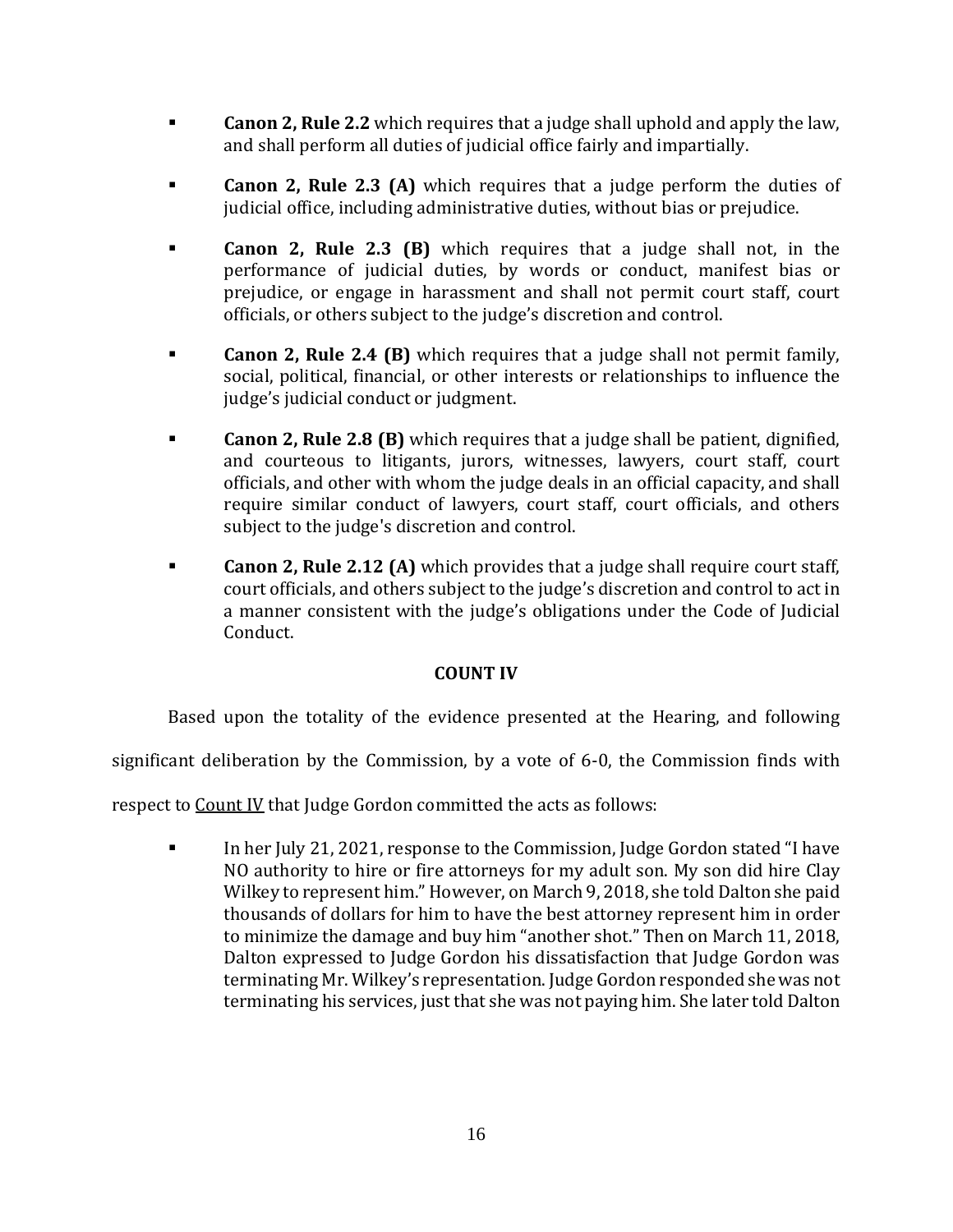- **Canon 2, Rule 2.2** which requires that a judge shall uphold and apply the law, and shall perform all duties of judicial office fairly and impartially.

- **Canon 2, Rule 2.3 (A)** which requires that a judge perform the duties of judicial office, including administrative duties, without bias or prejudice.

- **Canon 2, Rule 2.3 (B)** which requires that a judge shall not, in the performance of judicial duties, by words or conduct, manifest bias or prejudice, or engage in harassment and shall not permit court staff, court officials, or others subject to the judge's discretion and control.

- **Canon 2, Rule 2.4 (B)** which requires that a judge shall not permit family, social, political, financial, or other interests or relationships to influence the judge's judicial conduct or judgment.

- **Canon 2, Rule 2.8 (B)** which requires that a judge shall be patient, dignified, and courteous to litigants, jurors, witnesses, lawyers, court staff, court officials, and other with whom the judge deals in an official capacity, and shall require similar conduct of lawyers, court staff, court officials, and others subject to the judge's discretion and control.

- **Canon 2, Rule 2.12 (A)** which provides that a judge shall require court staff, court officials, and others subject to the judge's discretion and control to act in a manner consistent with the judge's obligations under the Code of Judicial Conduct.

**COUNT IV**

Based upon the totality of the evidence presented at the Hearing, and following significant deliberation by the Commission, by a vote of 6-0, the Commission finds with respect to <u>Count IV</u> that Judge Gordon committed the acts as follows:

- In her July 21, 2021, response to the Commission, Judge Gordon stated "I have NO authority to hire or fire attorneys for my adult son. My son did hire Clay Wilkey to represent him." However, on March 9, 2018, she told Dalton she paid thousands of dollars for him to have the best attorney represent him in order to minimize the damage and buy him "another shot." Then on March 11, 2018, Dalton expressed to Judge Gordon his dissatisfaction that Judge Gordon was terminating Mr. Wilkey's representation. Judge Gordon responded she was not terminating his services, just that she was not paying him. She later told Dalton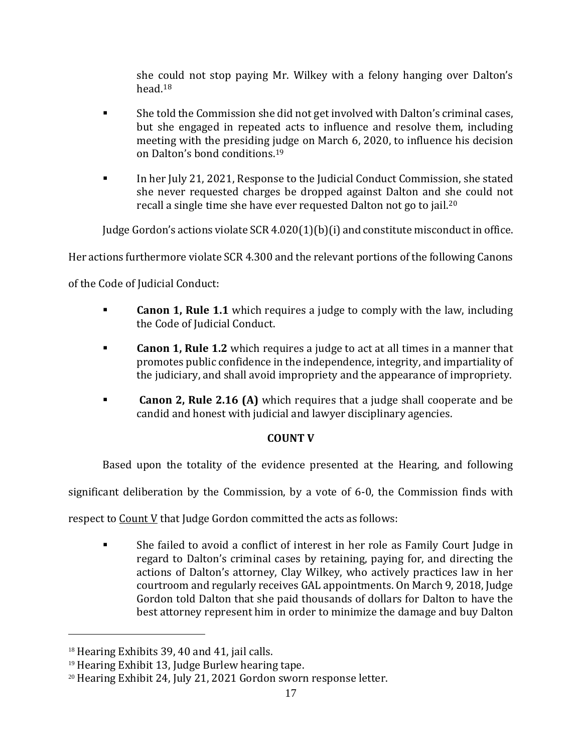she could not stop paying Mr. Wilkey with a felony hanging over Dalton's head.[18]

- She told the Commission she did not get involved with Dalton's criminal cases, but she engaged in repeated acts to influence and resolve them, including meeting with the presiding judge on March 6, 2020, to influence his decision on Dalton's bond conditions.[19]
- In her July 21, 2021, Response to the Judicial Conduct Commission, she stated she never requested charges be dropped against Dalton and she could not recall a single time she have ever requested Dalton not go to jail.[20]

Judge Gordon's actions violate SCR 4.020(1)(b)(i) and constitute misconduct in office. Her actions furthermore violate SCR 4.300 and the relevant portions of the following Canons of the Code of Judicial Conduct:

- **Canon 1, Rule 1.1** which requires a judge to comply with the law, including the Code of Judicial Conduct.
- **Canon 1, Rule 1.2** which requires a judge to act at all times in a manner that promotes public confidence in the independence, integrity, and impartiality of the judiciary, and shall avoid impropriety and the appearance of impropriety.
- **Canon 2, Rule 2.16 (A)** which requires that a judge shall cooperate and be candid and honest with judicial and lawyer disciplinary agencies.

## COUNT V

Based upon the totality of the evidence presented at the Hearing, and following significant deliberation by the Commission, by a vote of 6-0, the Commission finds with respect to Count V that Judge Gordon committed the acts as follows:

- She failed to avoid a conflict of interest in her role as Family Court Judge in regard to Dalton's criminal cases by retaining, paying for, and directing the actions of Dalton's attorney, Clay Wilkey, who actively practices law in her courtroom and regularly receives GAL appointments. On March 9, 2018, Judge Gordon told Dalton that she paid thousands of dollars for Dalton to have the best attorney represent him in order to minimize the damage and buy Dalton

[18] Hearing Exhibits 39, 40 and 41, jail calls.

[19] Hearing Exhibit 13, Judge Burlew hearing tape.

[20] Hearing Exhibit 24, July 21, 2021 Gordon sworn response letter.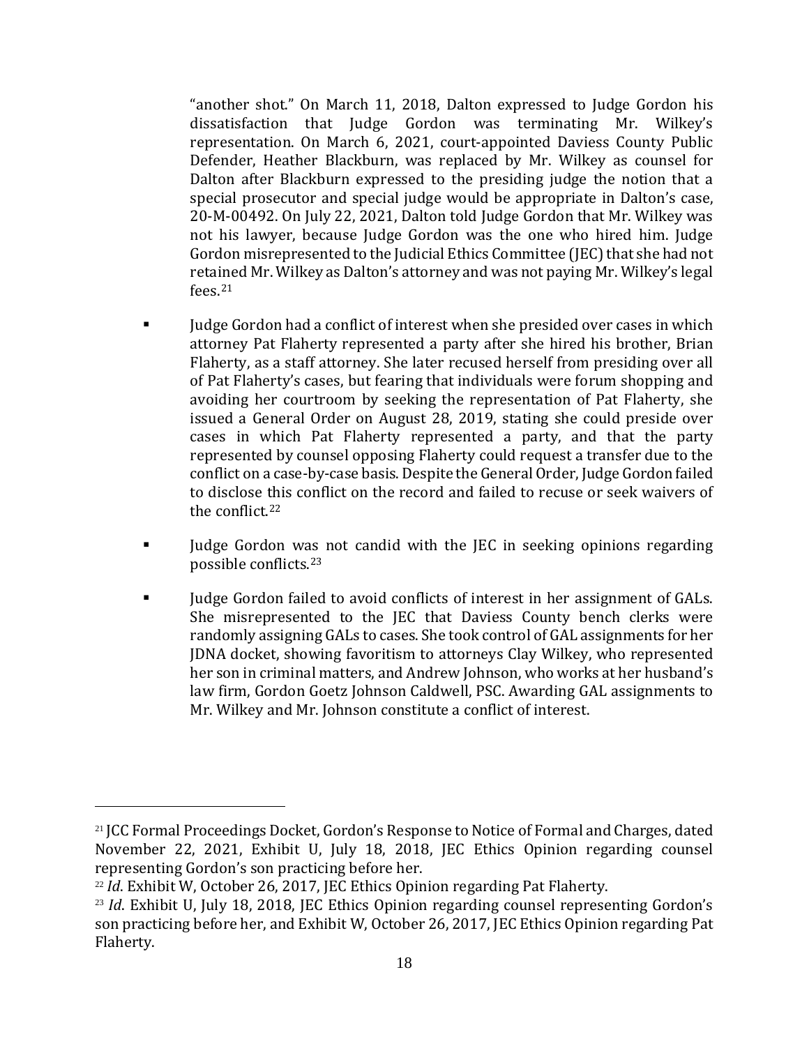"another shot." On March 11, 2018, Dalton expressed to Judge Gordon his dissatisfaction that Judge Gordon was terminating Mr. Wilkey's representation. On March 6, 2021, court-appointed Daviess County Public Defender, Heather Blackburn, was replaced by Mr. Wilkey as counsel for Dalton after Blackburn expressed to the presiding judge the notion that a special prosecutor and special judge would be appropriate in Dalton's case, 20-M-00492. On July 22, 2021, Dalton told Judge Gordon that Mr. Wilkey was not his lawyer, because Judge Gordon was the one who hired him. Judge Gordon misrepresented to the Judicial Ethics Committee (JEC) that she had not retained Mr. Wilkey as Dalton's attorney and was not paying Mr. Wilkey's legal fees.[21]

- Judge Gordon had a conflict of interest when she presided over cases in which attorney Pat Flaherty represented a party after she hired his brother, Brian Flaherty, as a staff attorney. She later recused herself from presiding over all of Pat Flaherty's cases, but fearing that individuals were forum shopping and avoiding her courtroom by seeking the representation of Pat Flaherty, she issued a General Order on August 28, 2019, stating she could preside over cases in which Pat Flaherty represented a party, and that the party represented by counsel opposing Flaherty could request a transfer due to the conflict on a case-by-case basis. Despite the General Order, Judge Gordon failed to disclose this conflict on the record and failed to recuse or seek waivers of the conflict.[22]

- Judge Gordon was not candid with the JEC in seeking opinions regarding possible conflicts.[23]

- Judge Gordon failed to avoid conflicts of interest in her assignment of GALs. She misrepresented to the JEC that Daviess County bench clerks were randomly assigning GALs to cases. She took control of GAL assignments for her JDNA docket, showing favoritism to attorneys Clay Wilkey, who represented her son in criminal matters, and Andrew Johnson, who works at her husband's law firm, Gordon Goetz Johnson Caldwell, PSC. Awarding GAL assignments to Mr. Wilkey and Mr. Johnson constitute a conflict of interest.

---

[21] JCC Formal Proceedings Docket, Gordon's Response to Notice of Formal and Charges, dated November 22, 2021, Exhibit U, July 18, 2018, JEC Ethics Opinion regarding counsel representing Gordon's son practicing before her.

[22] *Id*. Exhibit W, October 26, 2017, JEC Ethics Opinion regarding Pat Flaherty.

[23] *Id*. Exhibit U, July 18, 2018, JEC Ethics Opinion regarding counsel representing Gordon's son practicing before her, and Exhibit W, October 26, 2017, JEC Ethics Opinion regarding Pat Flaherty.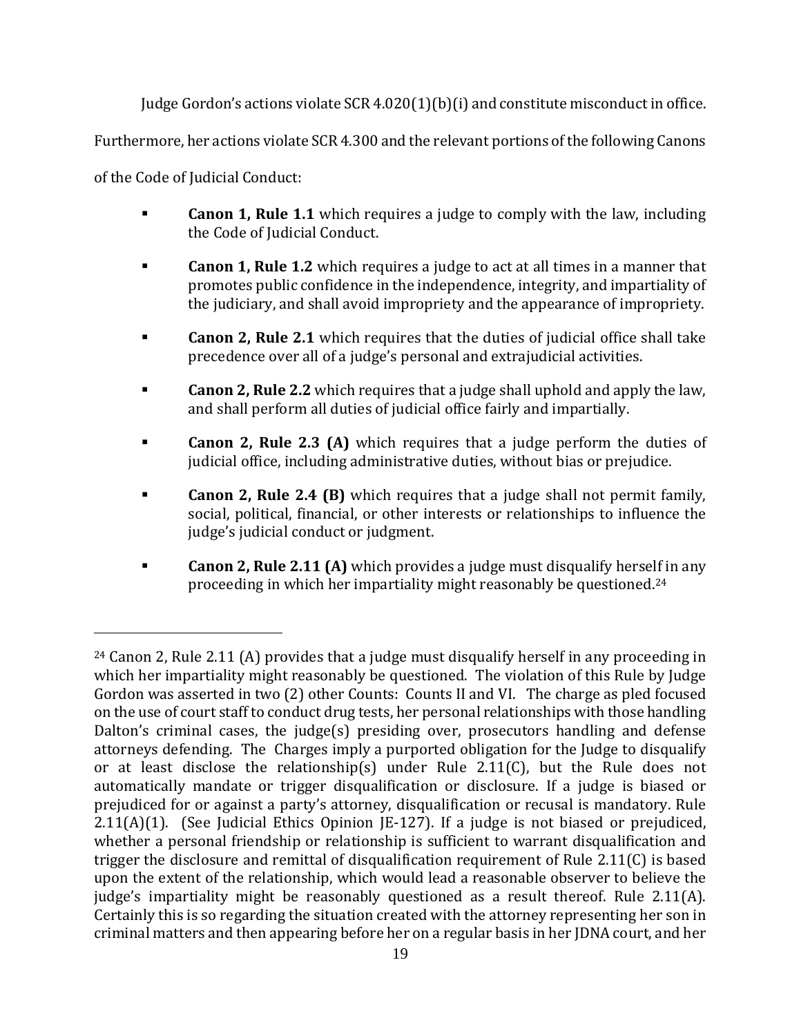Judge Gordon's actions violate SCR 4.020(1)(b)(i) and constitute misconduct in office. Furthermore, her actions violate SCR 4.300 and the relevant portions of the following Canons of the Code of Judicial Conduct:

- **Canon 1, Rule 1.1** which requires a judge to comply with the law, including the Code of Judicial Conduct.
- **Canon 1, Rule 1.2** which requires a judge to act at all times in a manner that promotes public confidence in the independence, integrity, and impartiality of the judiciary, and shall avoid impropriety and the appearance of impropriety.
- **Canon 2, Rule 2.1** which requires that the duties of judicial office shall take precedence over all of a judge's personal and extrajudicial activities.
- **Canon 2, Rule 2.2** which requires that a judge shall uphold and apply the law, and shall perform all duties of judicial office fairly and impartially.
- **Canon 2, Rule 2.3 (A)** which requires that a judge perform the duties of judicial office, including administrative duties, without bias or prejudice.
- **Canon 2, Rule 2.4 (B)** which requires that a judge shall not permit family, social, political, financial, or other interests or relationships to influence the judge's judicial conduct or judgment.
- **Canon 2, Rule 2.11 (A)** which provides a judge must disqualify herself in any proceeding in which her impartiality might reasonably be questioned.[24]

---

[24] Canon 2, Rule 2.11 (A) provides that a judge must disqualify herself in any proceeding in which her impartiality might reasonably be questioned. The violation of this Rule by Judge Gordon was asserted in two (2) other Counts: Counts II and VI. The charge as pled focused on the use of court staff to conduct drug tests, her personal relationships with those handling Dalton's criminal cases, the judge(s) presiding over, prosecutors handling and defense attorneys defending. The Charges imply a purported obligation for the Judge to disqualify or at least disclose the relationship(s) under Rule 2.11(C), but the Rule does not automatically mandate or trigger disqualification or disclosure. If a judge is biased or prejudiced for or against a party's attorney, disqualification or recusal is mandatory. Rule 2.11(A)(1). (See Judicial Ethics Opinion JE-127). If a judge is not biased or prejudiced, whether a personal friendship or relationship is sufficient to warrant disqualification and trigger the disclosure and remittal of disqualification requirement of Rule 2.11(C) is based upon the extent of the relationship, which would lead a reasonable observer to believe the judge's impartiality might be reasonably questioned as a result thereof. Rule 2.11(A). Certainly this is so regarding the situation created with the attorney representing her son in criminal matters and then appearing before her on a regular basis in her JDNA court, and her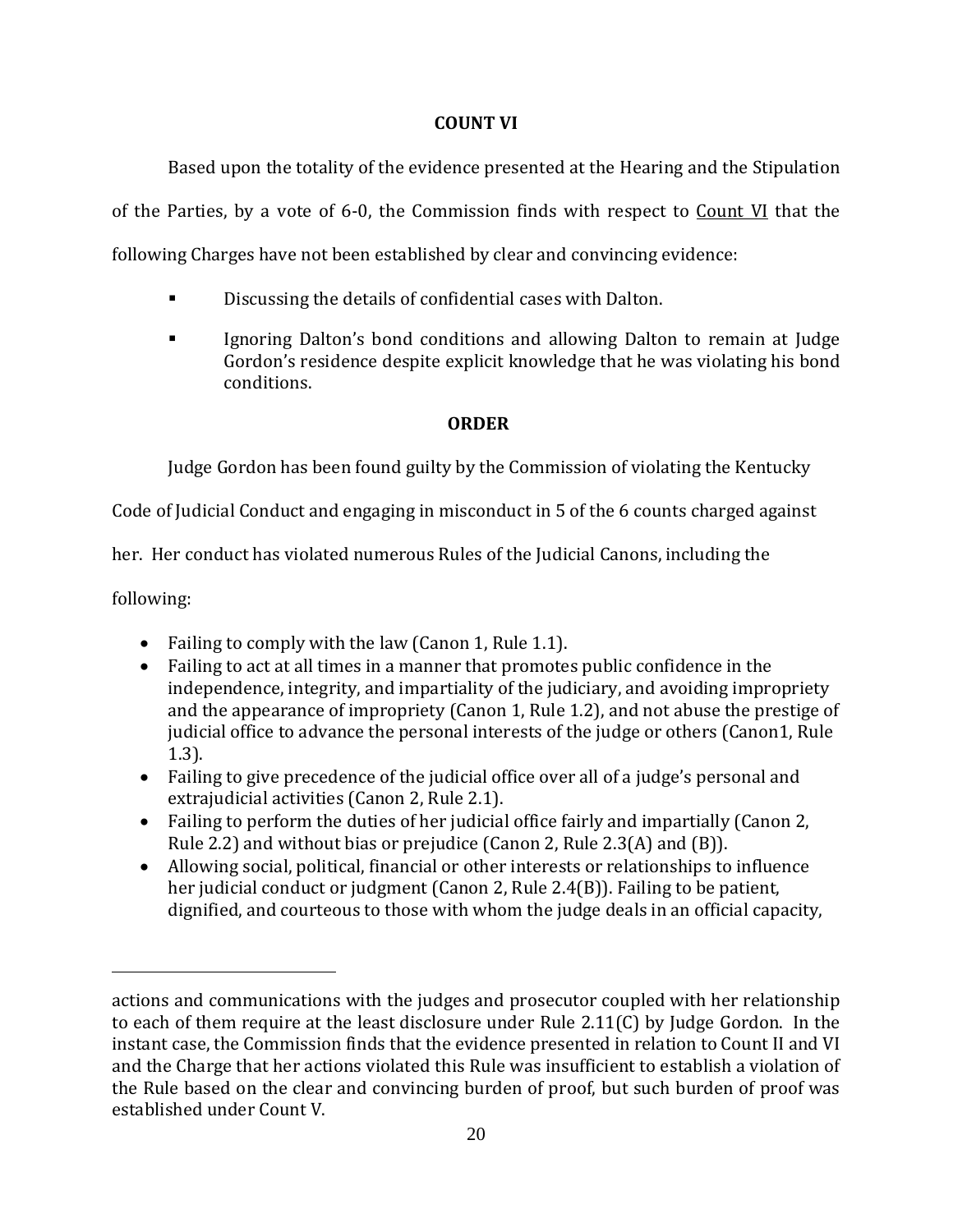## COUNT VI

Based upon the totality of the evidence presented at the Hearing and the Stipulation of the Parties, by a vote of 6-0, the Commission finds with respect to Count VI that the following Charges have not been established by clear and convincing evidence:

- Discussing the details of confidential cases with Dalton.
- Ignoring Dalton's bond conditions and allowing Dalton to remain at Judge Gordon's residence despite explicit knowledge that he was violating his bond conditions.

## ORDER

Judge Gordon has been found guilty by the Commission of violating the Kentucky Code of Judicial Conduct and engaging in misconduct in 5 of the 6 counts charged against her. Her conduct has violated numerous Rules of the Judicial Canons, including the following:

- Failing to comply with the law (Canon 1, Rule 1.1).
- Failing to act at all times in a manner that promotes public confidence in the independence, integrity, and impartiality of the judiciary, and avoiding impropriety and the appearance of impropriety (Canon 1, Rule 1.2), and not abuse the prestige of judicial office to advance the personal interests of the judge or others (Canon1, Rule 1.3).
- Failing to give precedence of the judicial office over all of a judge's personal and extrajudicial activities (Canon 2, Rule 2.1).
- Failing to perform the duties of her judicial office fairly and impartially (Canon 2, Rule 2.2) and without bias or prejudice (Canon 2, Rule 2.3(A) and (B)).
- Allowing social, political, financial or other interests or relationships to influence her judicial conduct or judgment (Canon 2, Rule 2.4(B)). Failing to be patient, dignified, and courteous to those with whom the judge deals in an official capacity,

---

actions and communications with the judges and prosecutor coupled with her relationship to each of them require at the least disclosure under Rule 2.11(C) by Judge Gordon. In the instant case, the Commission finds that the evidence presented in relation to Count II and VI and the Charge that her actions violated this Rule was insufficient to establish a violation of the Rule based on the clear and convincing burden of proof, but such burden of proof was established under Count V.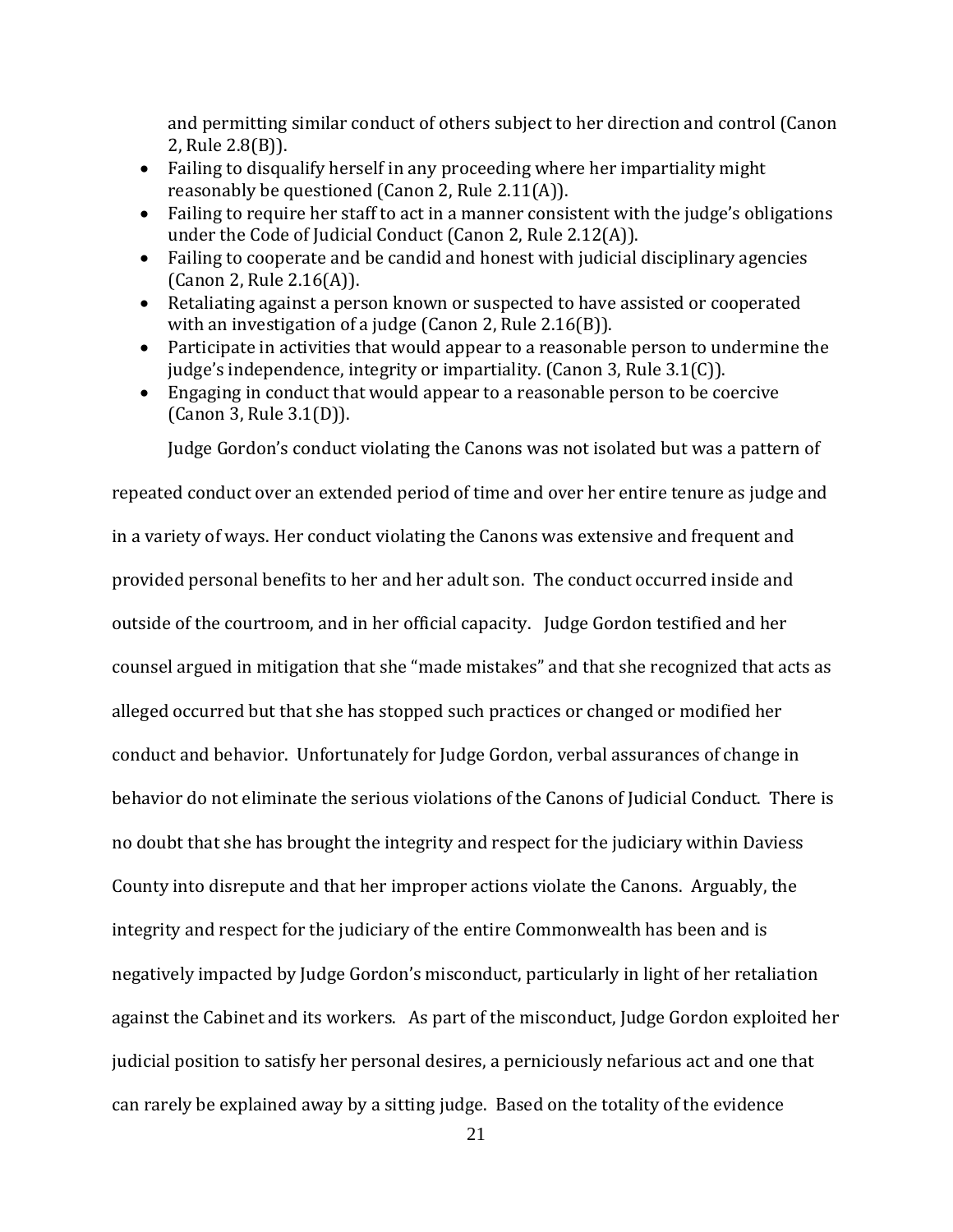and permitting similar conduct of others subject to her direction and control (Canon 2, Rule 2.8(B)).

- Failing to disqualify herself in any proceeding where her impartiality might reasonably be questioned (Canon 2, Rule 2.11(A)).
- Failing to require her staff to act in a manner consistent with the judge's obligations under the Code of Judicial Conduct (Canon 2, Rule 2.12(A)).
- Failing to cooperate and be candid and honest with judicial disciplinary agencies (Canon 2, Rule 2.16(A)).
- Retaliating against a person known or suspected to have assisted or cooperated with an investigation of a judge (Canon 2, Rule 2.16(B)).
- Participate in activities that would appear to a reasonable person to undermine the judge's independence, integrity or impartiality. (Canon 3, Rule 3.1(C)).
- Engaging in conduct that would appear to a reasonable person to be coercive (Canon 3, Rule 3.1(D)).

Judge Gordon's conduct violating the Canons was not isolated but was a pattern of repeated conduct over an extended period of time and over her entire tenure as judge and in a variety of ways. Her conduct violating the Canons was extensive and frequent and provided personal benefits to her and her adult son. The conduct occurred inside and outside of the courtroom, and in her official capacity. Judge Gordon testified and her counsel argued in mitigation that she "made mistakes" and that she recognized that acts as alleged occurred but that she has stopped such practices or changed or modified her conduct and behavior. Unfortunately for Judge Gordon, verbal assurances of change in behavior do not eliminate the serious violations of the Canons of Judicial Conduct. There is no doubt that she has brought the integrity and respect for the judiciary within Daviess County into disrepute and that her improper actions violate the Canons. Arguably, the integrity and respect for the judiciary of the entire Commonwealth has been and is negatively impacted by Judge Gordon's misconduct, particularly in light of her retaliation against the Cabinet and its workers. As part of the misconduct, Judge Gordon exploited her judicial position to satisfy her personal desires, a perniciously nefarious act and one that can rarely be explained away by a sitting judge. Based on the totality of the evidence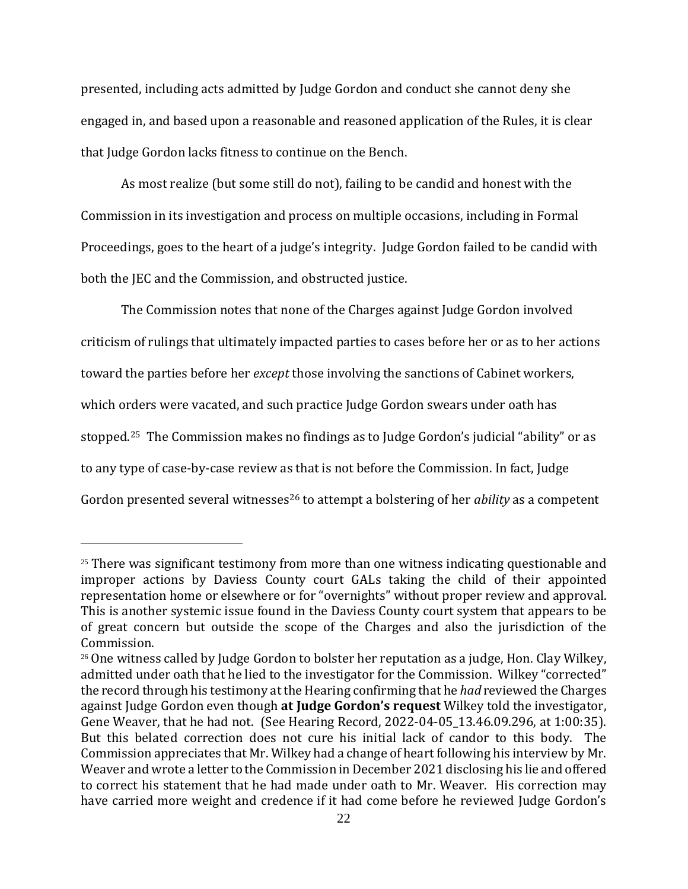presented, including acts admitted by Judge Gordon and conduct she cannot deny she engaged in, and based upon a reasonable and reasoned application of the Rules, it is clear that Judge Gordon lacks fitness to continue on the Bench.

As most realize (but some still do not), failing to be candid and honest with the Commission in its investigation and process on multiple occasions, including in Formal Proceedings, goes to the heart of a judge's integrity. Judge Gordon failed to be candid with both the JEC and the Commission, and obstructed justice.

The Commission notes that none of the Charges against Judge Gordon involved criticism of rulings that ultimately impacted parties to cases before her or as to her actions toward the parties before her *except* those involving the sanctions of Cabinet workers, which orders were vacated, and such practice Judge Gordon swears under oath has stopped.[25] The Commission makes no findings as to Judge Gordon's judicial "ability" or as to any type of case-by-case review as that is not before the Commission. In fact, Judge Gordon presented several witnesses[26] to attempt a bolstering of her *ability* as a competent

---

[25] There was significant testimony from more than one witness indicating questionable and improper actions by Daviess County court GALs taking the child of their appointed representation home or elsewhere or for "overnights" without proper review and approval. This is another systemic issue found in the Daviess County court system that appears to be of great concern but outside the scope of the Charges and also the jurisdiction of the Commission.

[26] One witness called by Judge Gordon to bolster her reputation as a judge, Hon. Clay Wilkey, admitted under oath that he lied to the investigator for the Commission. Wilkey "corrected" the record through his testimony at the Hearing confirming that he *had* reviewed the Charges against Judge Gordon even though **at Judge Gordon's request** Wilkey told the investigator, Gene Weaver, that he had not. (See Hearing Record, 2022-04-05_13.46.09.296, at 1:00:35). But this belated correction does not cure his initial lack of candor to this body. The Commission appreciates that Mr. Wilkey had a change of heart following his interview by Mr. Weaver and wrote a letter to the Commission in December 2021 disclosing his lie and offered to correct his statement that he had made under oath to Mr. Weaver. His correction may have carried more weight and credence if it had come before he reviewed Judge Gordon's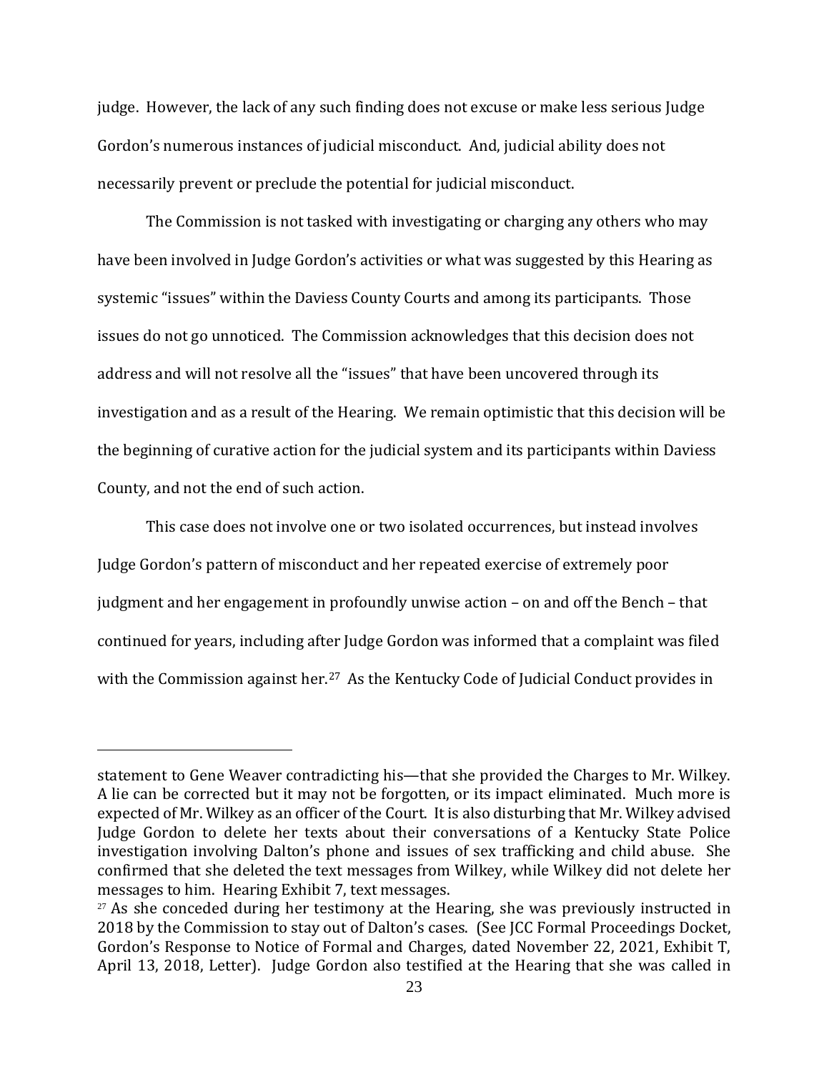judge. However, the lack of any such finding does not excuse or make less serious Judge Gordon's numerous instances of judicial misconduct. And, judicial ability does not necessarily prevent or preclude the potential for judicial misconduct.

The Commission is not tasked with investigating or charging any others who may have been involved in Judge Gordon's activities or what was suggested by this Hearing as systemic "issues" within the Daviess County Courts and among its participants. Those issues do not go unnoticed. The Commission acknowledges that this decision does not address and will not resolve all the "issues" that have been uncovered through its investigation and as a result of the Hearing. We remain optimistic that this decision will be the beginning of curative action for the judicial system and its participants within Daviess County, and not the end of such action.

This case does not involve one or two isolated occurrences, but instead involves Judge Gordon's pattern of misconduct and her repeated exercise of extremely poor judgment and her engagement in profoundly unwise action – on and off the Bench – that continued for years, including after Judge Gordon was informed that a complaint was filed with the Commission against her.[27] As the Kentucky Code of Judicial Conduct provides in

---

statement to Gene Weaver contradicting his—that she provided the Charges to Mr. Wilkey. A lie can be corrected but it may not be forgotten, or its impact eliminated. Much more is expected of Mr. Wilkey as an officer of the Court. It is also disturbing that Mr. Wilkey advised Judge Gordon to delete her texts about their conversations of a Kentucky State Police investigation involving Dalton's phone and issues of sex trafficking and child abuse. She confirmed that she deleted the text messages from Wilkey, while Wilkey did not delete her messages to him. Hearing Exhibit 7, text messages.

[27] As she conceded during her testimony at the Hearing, she was previously instructed in 2018 by the Commission to stay out of Dalton's cases. (See JCC Formal Proceedings Docket, Gordon's Response to Notice of Formal and Charges, dated November 22, 2021, Exhibit T, April 13, 2018, Letter). Judge Gordon also testified at the Hearing that she was called in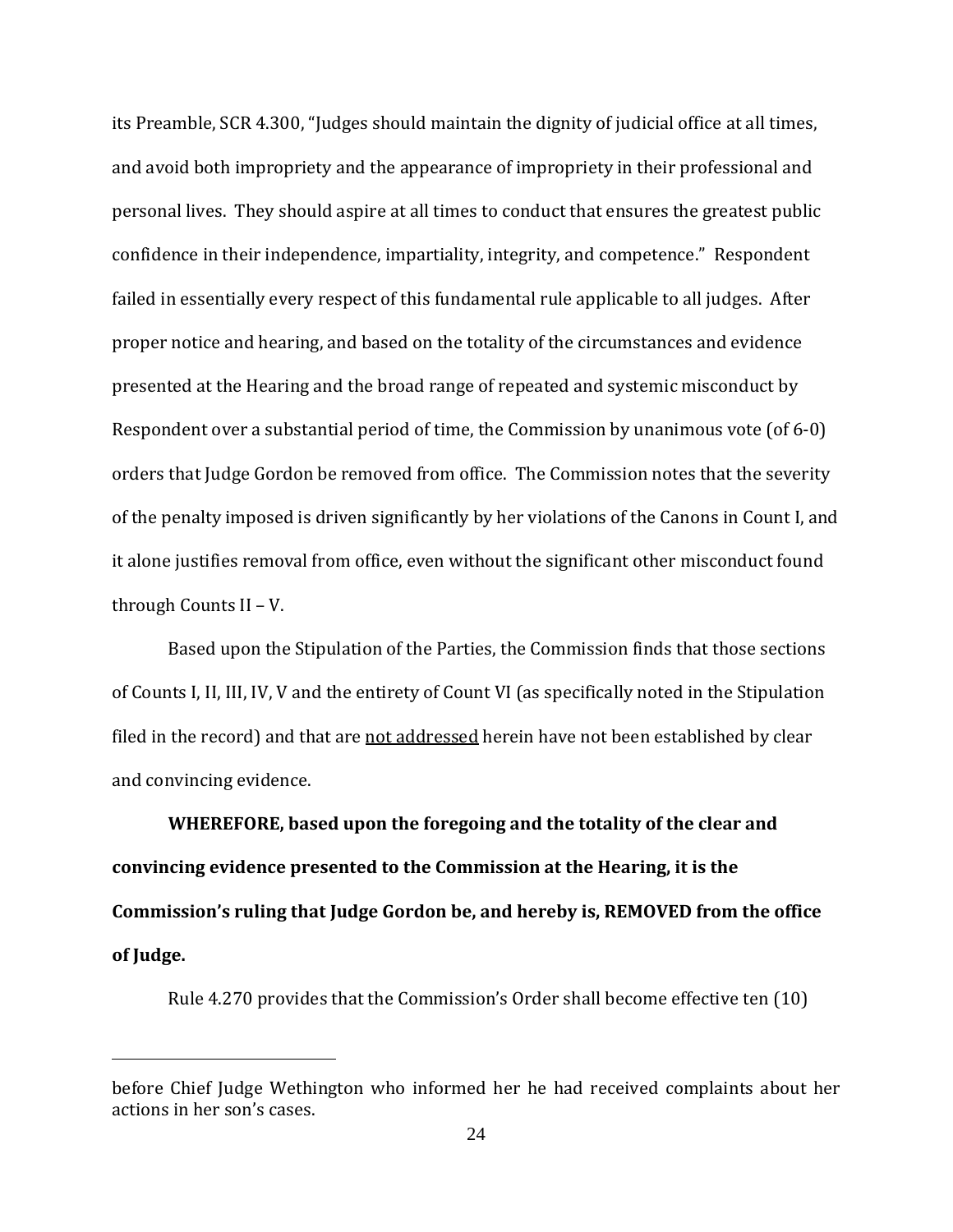its Preamble, SCR 4.300, "Judges should maintain the dignity of judicial office at all times, and avoid both impropriety and the appearance of impropriety in their professional and personal lives. They should aspire at all times to conduct that ensures the greatest public confidence in their independence, impartiality, integrity, and competence." Respondent failed in essentially every respect of this fundamental rule applicable to all judges. After proper notice and hearing, and based on the totality of the circumstances and evidence presented at the Hearing and the broad range of repeated and systemic misconduct by Respondent over a substantial period of time, the Commission by unanimous vote (of 6-0) orders that Judge Gordon be removed from office. The Commission notes that the severity of the penalty imposed is driven significantly by her violations of the Canons in Count I, and it alone justifies removal from office, even without the significant other misconduct found through Counts II – V.

Based upon the Stipulation of the Parties, the Commission finds that those sections of Counts I, II, III, IV, V and the entirety of Count VI (as specifically noted in the Stipulation filed in the record) and that are <u>not addressed</u> herein have not been established by clear and convincing evidence.

**WHEREFORE, based upon the foregoing and the totality of the clear and convincing evidence presented to the Commission at the Hearing, it is the Commission's ruling that Judge Gordon be, and hereby is, REMOVED from the office of Judge.**

Rule 4.270 provides that the Commission's Order shall become effective ten (10)

---

before Chief Judge Wethington who informed her he had received complaints about her actions in her son's cases.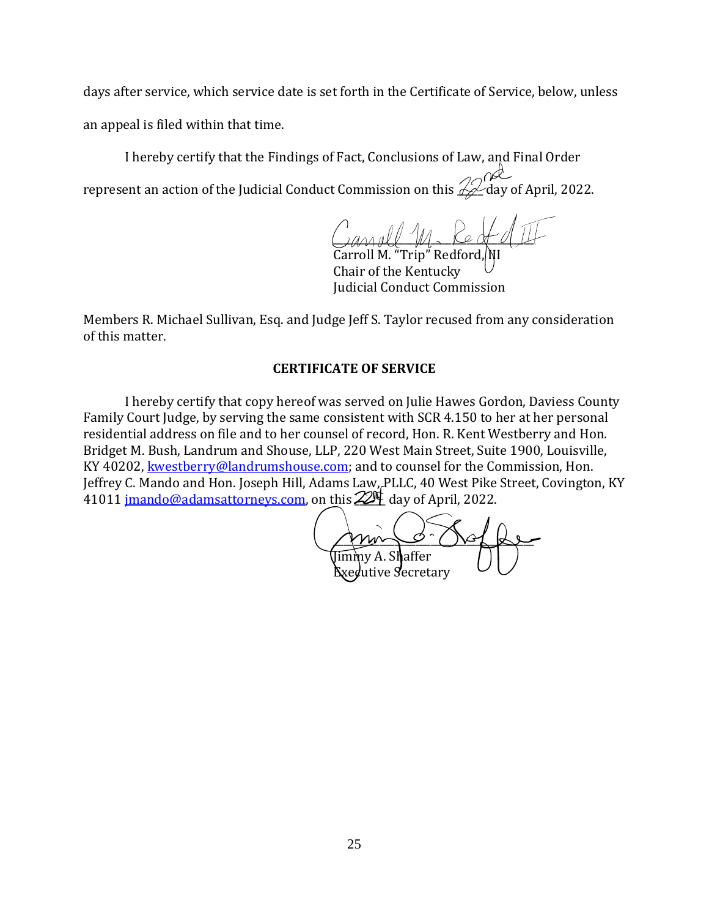days after service, which service date is set forth in the Certificate of Service, below, unless an appeal is filed within that time.

I hereby certify that the Findings of Fact, Conclusions of Law, and Final Order represent an action of the Judicial Conduct Commission on this 22nd day of April, 2022.

Carroll M. "Trip" Redford, III
Chair of the Kentucky
Judicial Conduct Commission

Members R. Michael Sullivan, Esq. and Judge Jeff S. Taylor recused from any consideration of this matter.

**CERTIFICATE OF SERVICE**

I hereby certify that copy hereof was served on Julie Hawes Gordon, Daviess County Family Court Judge, by serving the same consistent with SCR 4.150 to her at her personal residential address on file and to her counsel of record, Hon. R. Kent Westberry and Hon. Bridget M. Bush, Landrum and Shouse, LLP, 220 West Main Street, Suite 1900, Louisville, KY 40202, kwestberry@landrumshouse.com; and to counsel for the Commission, Hon. Jeffrey C. Mando and Hon. Joseph Hill, Adams Law, PLLC, 40 West Pike Street, Covington, KY 41011 jmando@adamsattorneys.com, on this 22nd day of April, 2022.

Jimmy A. Shaffer
Executive Secretary